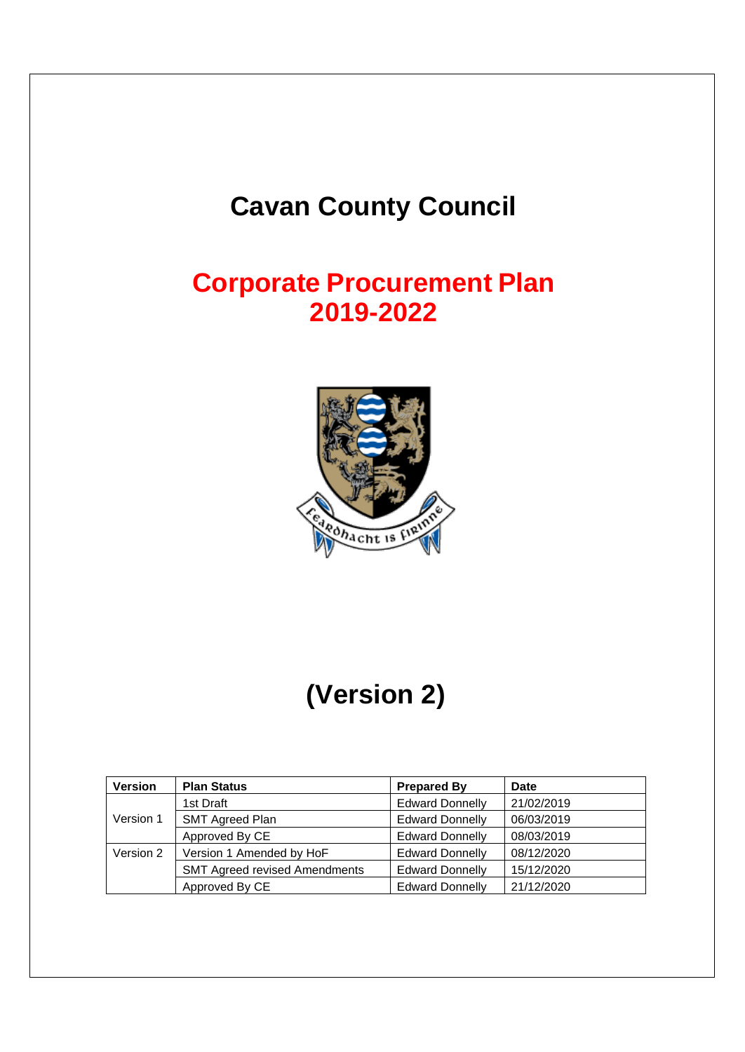# Cavan County Council

## Corporate Procurement Plan 2019-2022

# (Version 2)

| Version | Plan Status | Prepared By | Date |
|---|---|---|---|
| Version 1 | 1st Draft | Edward Donnelly | 21/02/2019 |
| | SMT Agreed Plan | Edward Donnelly | 06/03/2019 |
| | Approved By CE | Edward Donnelly | 08/03/2019 |
| Version 2 | Version 1 Amended by HoF | Edward Donnelly | 08/12/2020 |
| | SMT Agreed revised Amendments | Edward Donnelly | 15/12/2020 |
| | Approved By CE | Edward Donnelly | 21/12/2020 |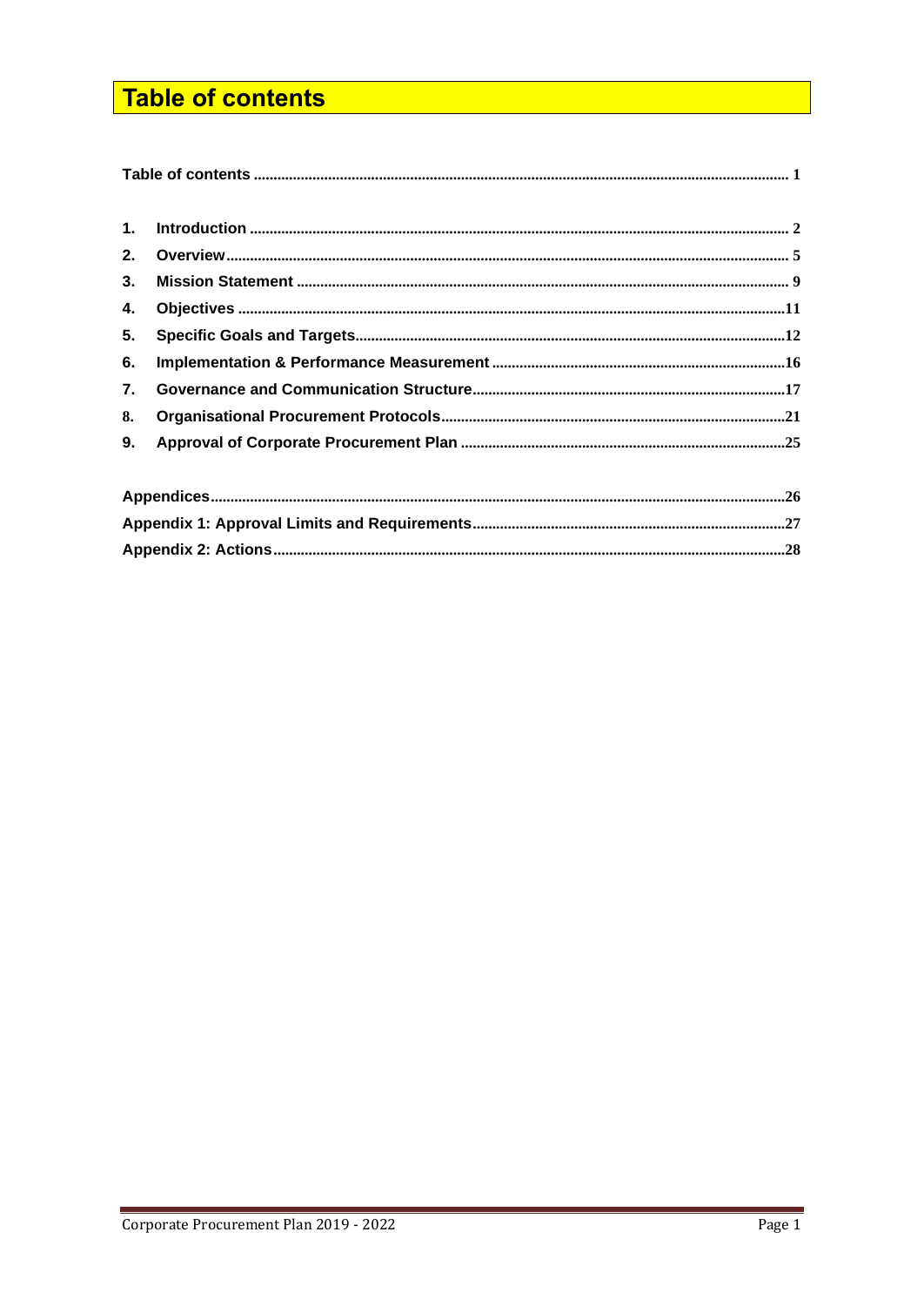# Table of contents

**Table of contents** ..... 1

1. **Introduction** ..... 2
2. **Overview** ..... 5
3. **Mission Statement** ..... 9
4. **Objectives** ..... 11
5. **Specific Goals and Targets** ..... 12
6. **Implementation & Performance Measurement** ..... 16
7. **Governance and Communication Structure** ..... 17
8. **Organisational Procurement Protocols** ..... 21
9. **Approval of Corporate Procurement Plan** ..... 25

**Appendices** ..... 26

**Appendix 1: Approval Limits and Requirements** ..... 27

**Appendix 2: Actions** ..... 28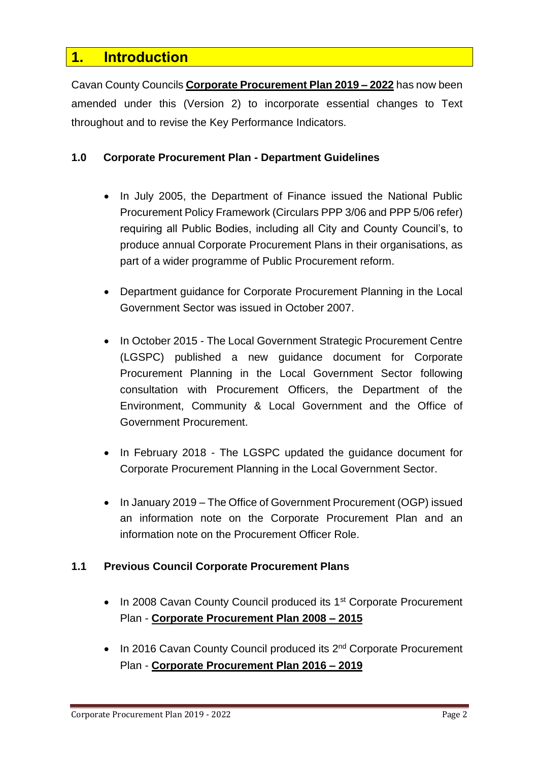# 1. Introduction

Cavan County Councils **Corporate Procurement Plan 2019 – 2022** has now been amended under this (Version 2) to incorporate essential changes to Text throughout and to revise the Key Performance Indicators.

### 1.0 Corporate Procurement Plan - Department Guidelines

- In July 2005, the Department of Finance issued the National Public Procurement Policy Framework (Circulars PPP 3/06 and PPP 5/06 refer) requiring all Public Bodies, including all City and County Council's, to produce annual Corporate Procurement Plans in their organisations, as part of a wider programme of Public Procurement reform.
- Department guidance for Corporate Procurement Planning in the Local Government Sector was issued in October 2007.
- In October 2015 - The Local Government Strategic Procurement Centre (LGSPC) published a new guidance document for Corporate Procurement Planning in the Local Government Sector following consultation with Procurement Officers, the Department of the Environment, Community & Local Government and the Office of Government Procurement.
- In February 2018 - The LGSPC updated the guidance document for Corporate Procurement Planning in the Local Government Sector.
- In January 2019 – The Office of Government Procurement (OGP) issued an information note on the Corporate Procurement Plan and an information note on the Procurement Officer Role.

### 1.1 Previous Council Corporate Procurement Plans

- In 2008 Cavan County Council produced its 1st Corporate Procurement Plan - **Corporate Procurement Plan 2008 – 2015**
- In 2016 Cavan County Council produced its 2nd Corporate Procurement Plan - **Corporate Procurement Plan 2016 – 2019**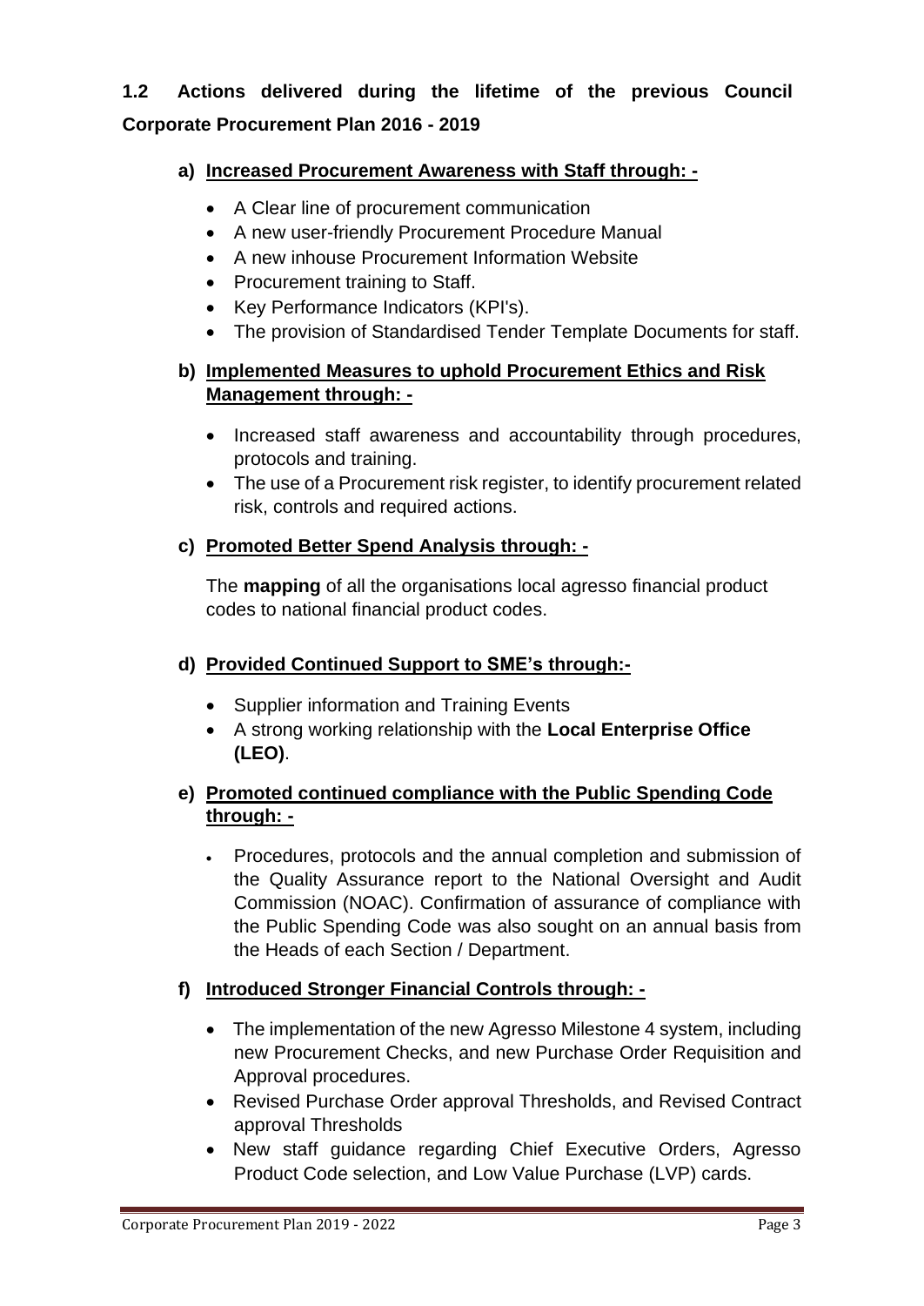## 1.2 Actions delivered during the lifetime of the previous Council Corporate Procurement Plan 2016 - 2019

### a) Increased Procurement Awareness with Staff through: -

- A Clear line of procurement communication
- A new user-friendly Procurement Procedure Manual
- A new inhouse Procurement Information Website
- Procurement training to Staff.
- Key Performance Indicators (KPI's).
- The provision of Standardised Tender Template Documents for staff.

### b) Implemented Measures to uphold Procurement Ethics and Risk Management through: -

- Increased staff awareness and accountability through procedures, protocols and training.
- The use of a Procurement risk register, to identify procurement related risk, controls and required actions.

### c) Promoted Better Spend Analysis through: -

The **mapping** of all the organisations local agresso financial product codes to national financial product codes.

### d) Provided Continued Support to SME's through:-

- Supplier information and Training Events
- A strong working relationship with the **Local Enterprise Office (LEO)**.

### e) Promoted continued compliance with the Public Spending Code through: -

- Procedures, protocols and the annual completion and submission of the Quality Assurance report to the National Oversight and Audit Commission (NOAC). Confirmation of assurance of compliance with the Public Spending Code was also sought on an annual basis from the Heads of each Section / Department.

### f) Introduced Stronger Financial Controls through: -

- The implementation of the new Agresso Milestone 4 system, including new Procurement Checks, and new Purchase Order Requisition and Approval procedures.
- Revised Purchase Order approval Thresholds, and Revised Contract approval Thresholds
- New staff guidance regarding Chief Executive Orders, Agresso Product Code selection, and Low Value Purchase (LVP) cards.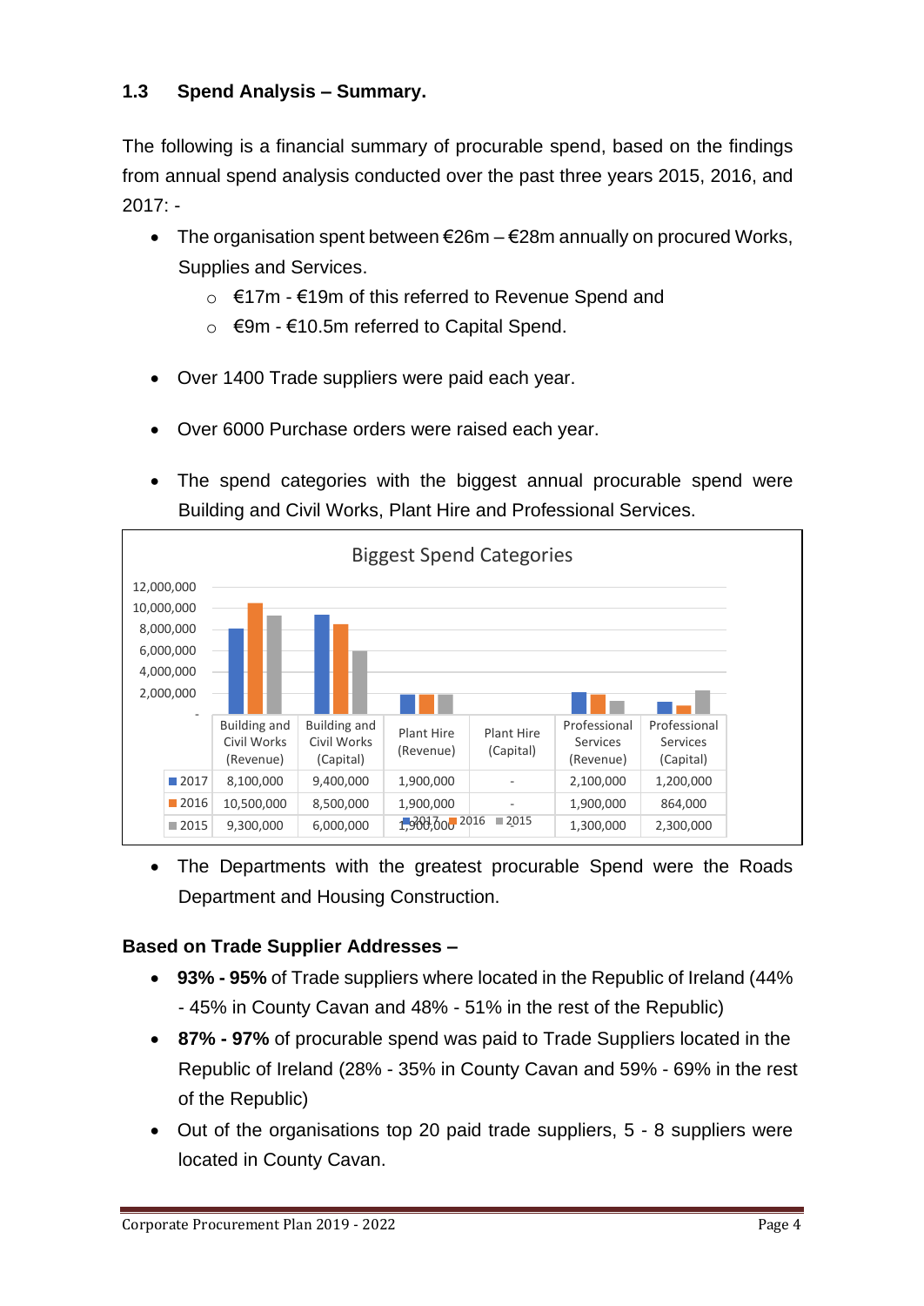## 1.3 Spend Analysis – Summary.

The following is a financial summary of procurable spend, based on the findings from annual spend analysis conducted over the past three years 2015, 2016, and 2017: -

- The organisation spent between €26m – €28m annually on procured Works, Supplies and Services.
    - €17m - €19m of this referred to Revenue Spend and
    - €9m - €10.5m referred to Capital Spend.
- Over 1400 Trade suppliers were paid each year.
- Over 6000 Purchase orders were raised each year.
- The spend categories with the biggest annual procurable spend were Building and Civil Works, Plant Hire and Professional Services.

**Biggest Spend Categories**

| | Building and Civil Works (Revenue) | Building and Civil Works (Capital) | Plant Hire (Revenue) | Plant Hire (Capital) | Professional Services (Revenue) | Professional Services (Capital) |
|---|---|---|---|---|---|---|
| 2017 | 8,100,000 | 9,400,000 | 1,900,000 | - | 2,100,000 | 1,200,000 |
| 2016 | 10,500,000 | 8,500,000 | 1,900,000 | - | 1,900,000 | 864,000 |
| 2015 | 9,300,000 | 6,000,000 | 1,900,000 | - | 1,300,000 | 2,300,000 |

- The Departments with the greatest procurable Spend were the Roads Department and Housing Construction.

### Based on Trade Supplier Addresses –

- **93% - 95%** of Trade suppliers where located in the Republic of Ireland (44% - 45% in County Cavan and 48% - 51% in the rest of the Republic)
- **87% - 97%** of procurable spend was paid to Trade Suppliers located in the Republic of Ireland (28% - 35% in County Cavan and 59% - 69% in the rest of the Republic)
- Out of the organisations top 20 paid trade suppliers, 5 - 8 suppliers were located in County Cavan.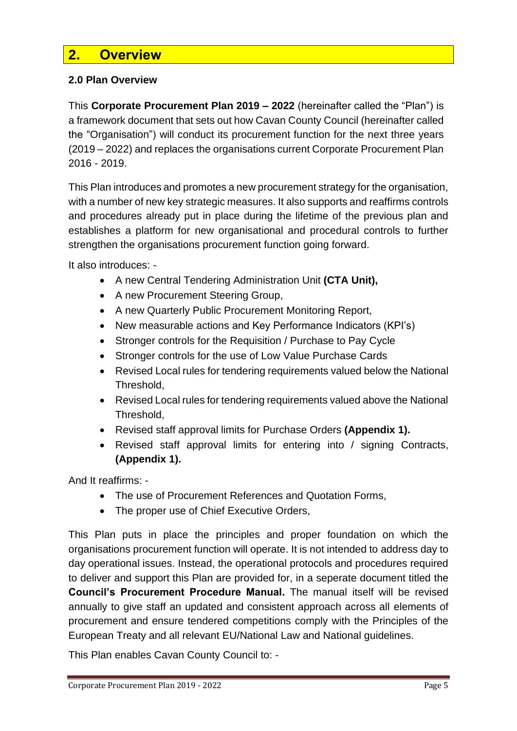## 2. Overview

### 2.0 Plan Overview

This **Corporate Procurement Plan 2019 – 2022** (hereinafter called the "Plan") is a framework document that sets out how Cavan County Council (hereinafter called the "Organisation") will conduct its procurement function for the next three years (2019 – 2022) and replaces the organisations current Corporate Procurement Plan 2016 - 2019.

This Plan introduces and promotes a new procurement strategy for the organisation, with a number of new key strategic measures. It also supports and reaffirms controls and procedures already put in place during the lifetime of the previous plan and establishes a platform for new organisational and procedural controls to further strengthen the organisations procurement function going forward.

It also introduces: -

- A new Central Tendering Administration Unit **(CTA Unit),**
- A new Procurement Steering Group,
- A new Quarterly Public Procurement Monitoring Report,
- New measurable actions and Key Performance Indicators (KPI's)
- Stronger controls for the Requisition / Purchase to Pay Cycle
- Stronger controls for the use of Low Value Purchase Cards
- Revised Local rules for tendering requirements valued below the National Threshold,
- Revised Local rules for tendering requirements valued above the National Threshold,
- Revised staff approval limits for Purchase Orders **(Appendix 1).**
- Revised staff approval limits for entering into / signing Contracts, **(Appendix 1).**

And It reaffirms: -

- The use of Procurement References and Quotation Forms,
- The proper use of Chief Executive Orders,

This Plan puts in place the principles and proper foundation on which the organisations procurement function will operate. It is not intended to address day to day operational issues. Instead, the operational protocols and procedures required to deliver and support this Plan are provided for, in a seperate document titled the **Council's Procurement Procedure Manual.** The manual itself will be revised annually to give staff an updated and consistent approach across all elements of procurement and ensure tendered competitions comply with the Principles of the European Treaty and all relevant EU/National Law and National guidelines.

This Plan enables Cavan County Council to: -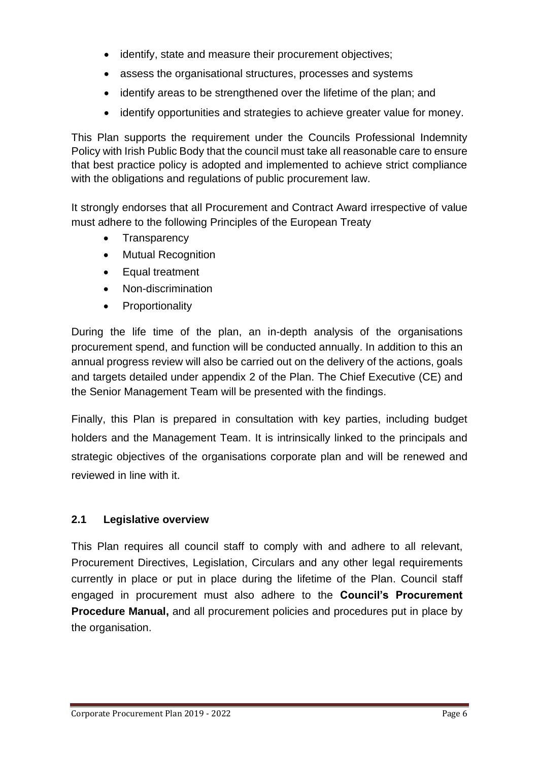- identify, state and measure their procurement objectives;
- assess the organisational structures, processes and systems
- identify areas to be strengthened over the lifetime of the plan; and
- identify opportunities and strategies to achieve greater value for money.

This Plan supports the requirement under the Councils Professional Indemnity Policy with Irish Public Body that the council must take all reasonable care to ensure that best practice policy is adopted and implemented to achieve strict compliance with the obligations and regulations of public procurement law.

It strongly endorses that all Procurement and Contract Award irrespective of value must adhere to the following Principles of the European Treaty

- Transparency
- Mutual Recognition
- Equal treatment
- Non-discrimination
- Proportionality

During the life time of the plan, an in-depth analysis of the organisations procurement spend, and function will be conducted annually. In addition to this an annual progress review will also be carried out on the delivery of the actions, goals and targets detailed under appendix 2 of the Plan. The Chief Executive (CE) and the Senior Management Team will be presented with the findings.

Finally, this Plan is prepared in consultation with key parties, including budget holders and the Management Team. It is intrinsically linked to the principals and strategic objectives of the organisations corporate plan and will be renewed and reviewed in line with it.

### 2.1 Legislative overview

This Plan requires all council staff to comply with and adhere to all relevant, Procurement Directives, Legislation, Circulars and any other legal requirements currently in place or put in place during the lifetime of the Plan. Council staff engaged in procurement must also adhere to the **Council's Procurement Procedure Manual,** and all procurement policies and procedures put in place by the organisation.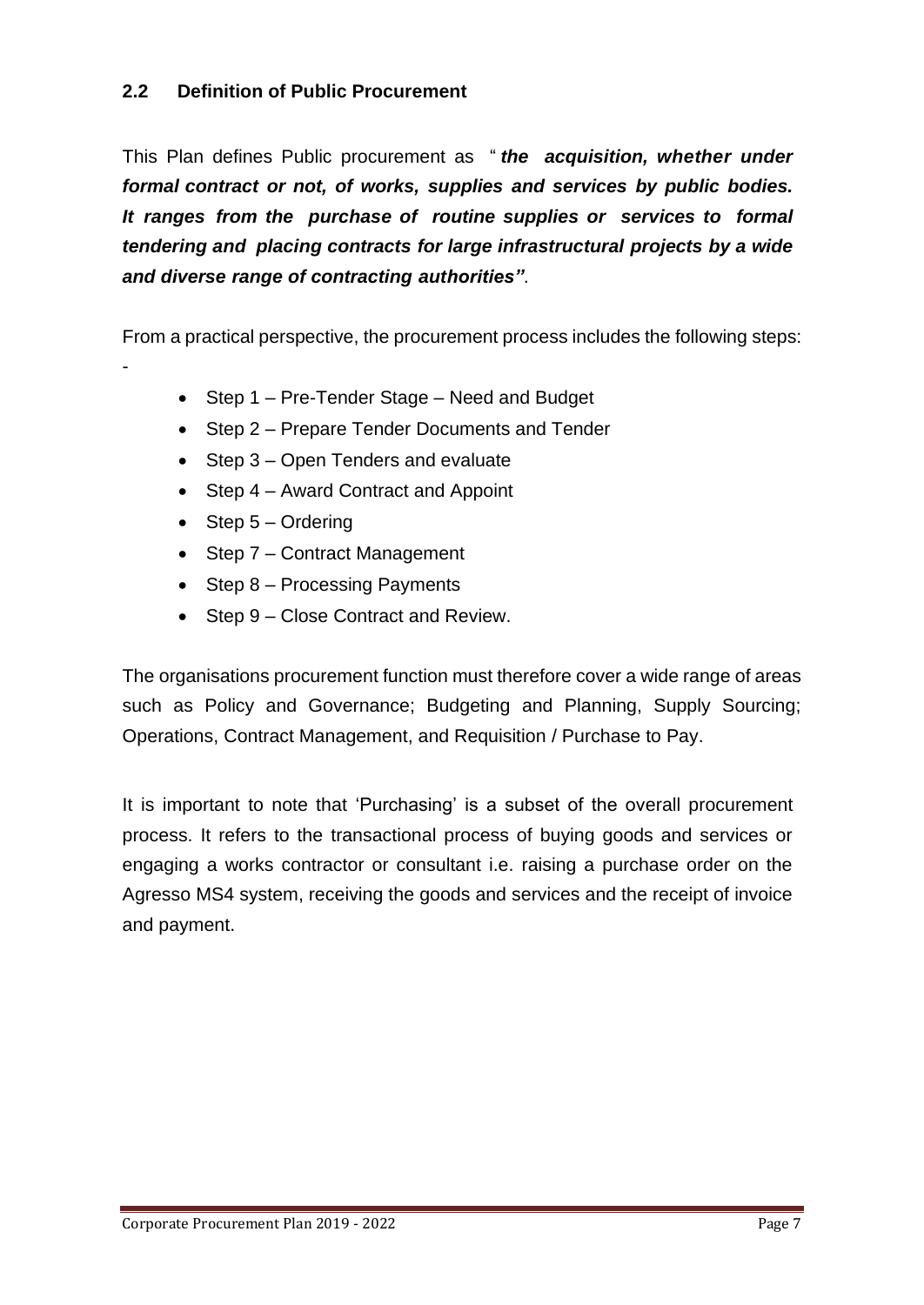## 2.2 Definition of Public Procurement

This Plan defines Public procurement as " ***the acquisition, whether under formal contract or not, of works, supplies and services by public bodies. It ranges from the purchase of routine supplies or services to formal tendering and placing contracts for large infrastructural projects by a wide and diverse range of contracting authorities"***.

From a practical perspective, the procurement process includes the following steps: -

- Step 1 – Pre-Tender Stage – Need and Budget
- Step 2 – Prepare Tender Documents and Tender
- Step 3 – Open Tenders and evaluate
- Step 4 – Award Contract and Appoint
- Step 5 – Ordering
- Step 7 – Contract Management
- Step 8 – Processing Payments
- Step 9 – Close Contract and Review.

The organisations procurement function must therefore cover a wide range of areas such as Policy and Governance; Budgeting and Planning, Supply Sourcing; Operations, Contract Management, and Requisition / Purchase to Pay.

It is important to note that 'Purchasing' is a subset of the overall procurement process. It refers to the transactional process of buying goods and services or engaging a works contractor or consultant i.e. raising a purchase order on the Agresso MS4 system, receiving the goods and services and the receipt of invoice and payment.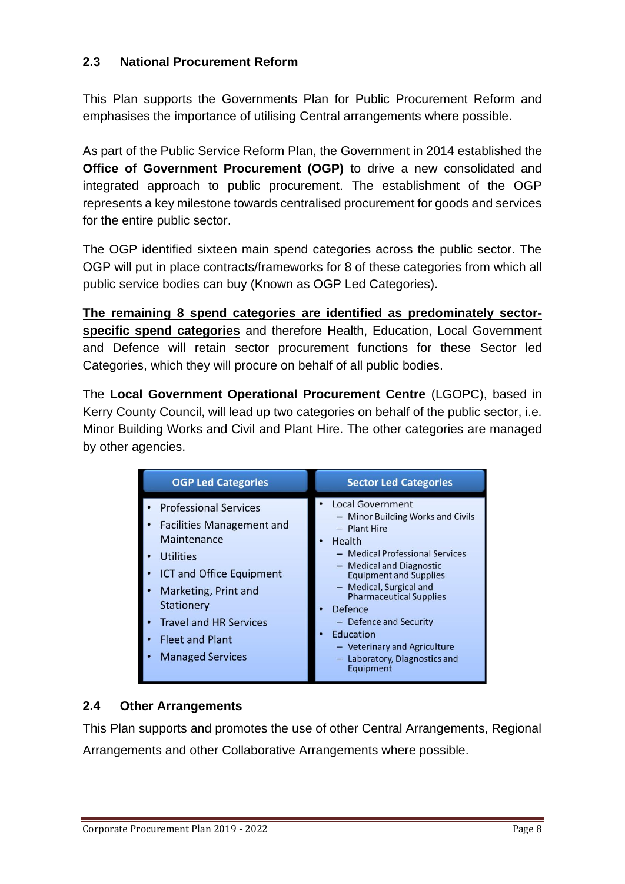## 2.3 National Procurement Reform

This Plan supports the Governments Plan for Public Procurement Reform and emphasises the importance of utilising Central arrangements where possible.

As part of the Public Service Reform Plan, the Government in 2014 established the **Office of Government Procurement (OGP)** to drive a new consolidated and integrated approach to public procurement. The establishment of the OGP represents a key milestone towards centralised procurement for goods and services for the entire public sector.

The OGP identified sixteen main spend categories across the public sector. The OGP will put in place contracts/frameworks for 8 of these categories from which all public service bodies can buy (Known as OGP Led Categories).

**<u>The remaining 8 spend categories are identified as predominately sector-specific spend categories</u>** and therefore Health, Education, Local Government and Defence will retain sector procurement functions for these Sector led Categories, which they will procure on behalf of all public bodies.

The **Local Government Operational Procurement Centre** (LGOPC), based in Kerry County Council, will lead up two categories on behalf of the public sector, i.e. Minor Building Works and Civil and Plant Hire. The other categories are managed by other agencies.

| OGP Led Categories | Sector Led Categories |
|---|---|
| • Professional Services<br>• Facilities Management and Maintenance<br>• Utilities<br>• ICT and Office Equipment<br>• Marketing, Print and Stationery<br>• Travel and HR Services<br>• Fleet and Plant<br>• Managed Services | • Local Government<br>– Minor Building Works and Civils<br>– Plant Hire<br>• Health<br>– Medical Professional Services<br>– Medical and Diagnostic Equipment and Supplies<br>– Medical, Surgical and Pharmaceutical Supplies<br>• Defence<br>– Defence and Security<br>• Education<br>– Veterinary and Agriculture<br>– Laboratory, Diagnostics and Equipment |

## 2.4 Other Arrangements

This Plan supports and promotes the use of other Central Arrangements, Regional Arrangements and other Collaborative Arrangements where possible.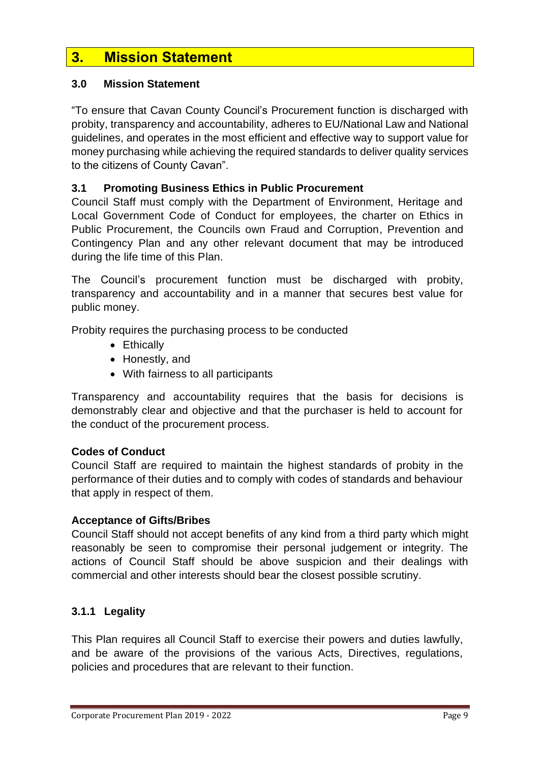# 3. Mission Statement

### 3.0 Mission Statement

"To ensure that Cavan County Council's Procurement function is discharged with probity, transparency and accountability, adheres to EU/National Law and National guidelines, and operates in the most efficient and effective way to support value for money purchasing while achieving the required standards to deliver quality services to the citizens of County Cavan".

### 3.1 Promoting Business Ethics in Public Procurement

Council Staff must comply with the Department of Environment, Heritage and Local Government Code of Conduct for employees, the charter on Ethics in Public Procurement, the Councils own Fraud and Corruption, Prevention and Contingency Plan and any other relevant document that may be introduced during the life time of this Plan.

The Council's procurement function must be discharged with probity, transparency and accountability and in a manner that secures best value for public money.

Probity requires the purchasing process to be conducted

- Ethically
- Honestly, and
- With fairness to all participants

Transparency and accountability requires that the basis for decisions is demonstrably clear and objective and that the purchaser is held to account for the conduct of the procurement process.

**Codes of Conduct**

Council Staff are required to maintain the highest standards of probity in the performance of their duties and to comply with codes of standards and behaviour that apply in respect of them.

**Acceptance of Gifts/Bribes**

Council Staff should not accept benefits of any kind from a third party which might reasonably be seen to compromise their personal judgement or integrity. The actions of Council Staff should be above suspicion and their dealings with commercial and other interests should bear the closest possible scrutiny.

#### 3.1.1 Legality

This Plan requires all Council Staff to exercise their powers and duties lawfully, and be aware of the provisions of the various Acts, Directives, regulations, policies and procedures that are relevant to their function.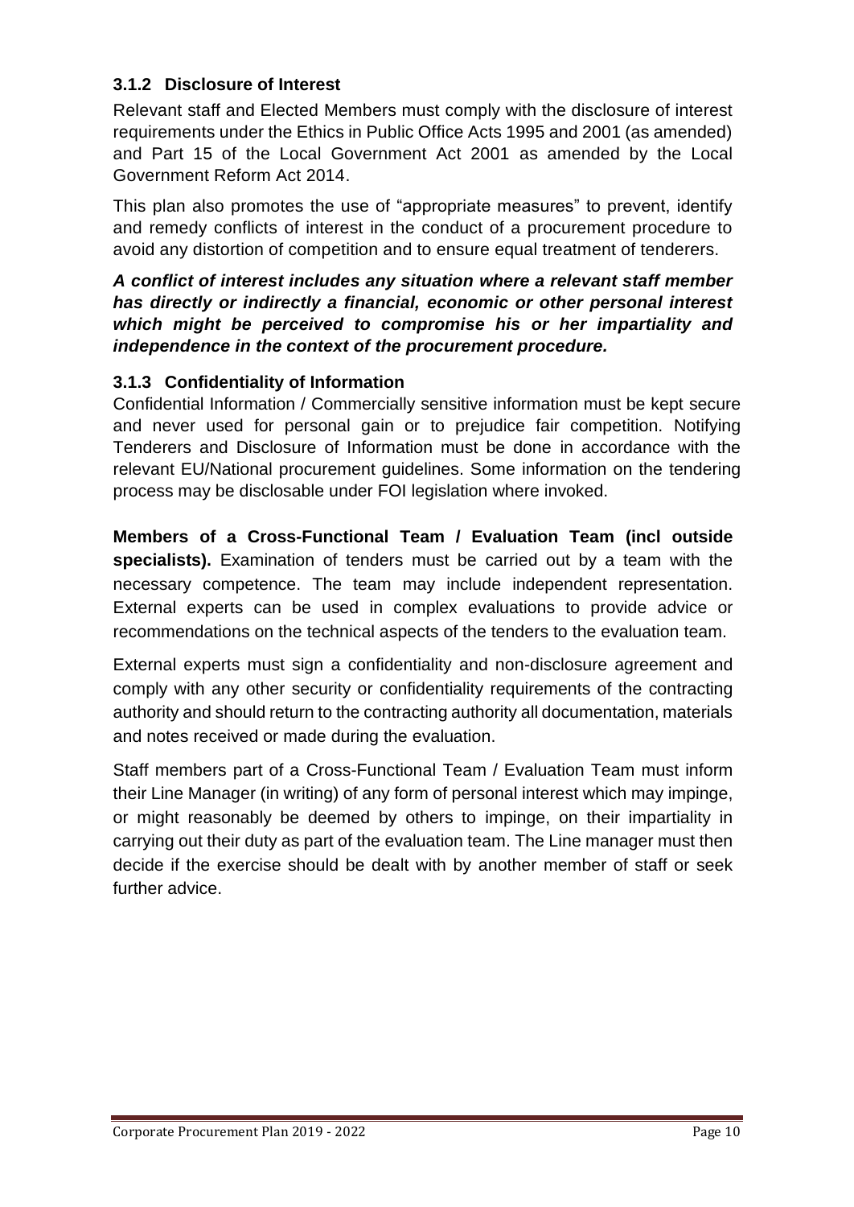### 3.1.2 Disclosure of Interest

Relevant staff and Elected Members must comply with the disclosure of interest requirements under the Ethics in Public Office Acts 1995 and 2001 (as amended) and Part 15 of the Local Government Act 2001 as amended by the Local Government Reform Act 2014.

This plan also promotes the use of "appropriate measures" to prevent, identify and remedy conflicts of interest in the conduct of a procurement procedure to avoid any distortion of competition and to ensure equal treatment of tenderers.

***A conflict of interest includes any situation where a relevant staff member has directly or indirectly a financial, economic or other personal interest which might be perceived to compromise his or her impartiality and independence in the context of the procurement procedure.***

### 3.1.3 Confidentiality of Information

Confidential Information / Commercially sensitive information must be kept secure and never used for personal gain or to prejudice fair competition. Notifying Tenderers and Disclosure of Information must be done in accordance with the relevant EU/National procurement guidelines. Some information on the tendering process may be disclosable under FOI legislation where invoked.

**Members of a Cross-Functional Team / Evaluation Team (incl outside specialists).** Examination of tenders must be carried out by a team with the necessary competence. The team may include independent representation. External experts can be used in complex evaluations to provide advice or recommendations on the technical aspects of the tenders to the evaluation team.

External experts must sign a confidentiality and non-disclosure agreement and comply with any other security or confidentiality requirements of the contracting authority and should return to the contracting authority all documentation, materials and notes received or made during the evaluation.

Staff members part of a Cross-Functional Team / Evaluation Team must inform their Line Manager (in writing) of any form of personal interest which may impinge, or might reasonably be deemed by others to impinge, on their impartiality in carrying out their duty as part of the evaluation team. The Line manager must then decide if the exercise should be dealt with by another member of staff or seek further advice.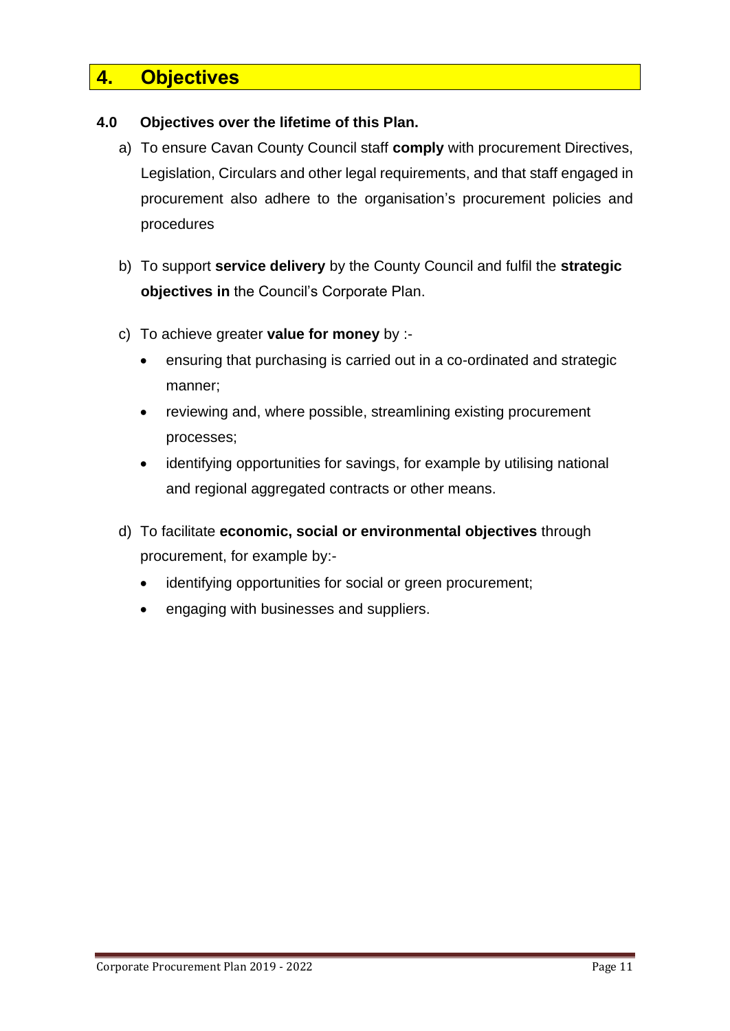# 4. Objectives

### 4.0 Objectives over the lifetime of this Plan.

a) To ensure Cavan County Council staff **comply** with procurement Directives, Legislation, Circulars and other legal requirements, and that staff engaged in procurement also adhere to the organisation's procurement policies and procedures

b) To support **service delivery** by the County Council and fulfil the **strategic objectives in** the Council's Corporate Plan.

c) To achieve greater **value for money** by :-

- ensuring that purchasing is carried out in a co-ordinated and strategic manner;
- reviewing and, where possible, streamlining existing procurement processes;
- identifying opportunities for savings, for example by utilising national and regional aggregated contracts or other means.

d) To facilitate **economic, social or environmental objectives** through procurement, for example by:-

- identifying opportunities for social or green procurement;
- engaging with businesses and suppliers.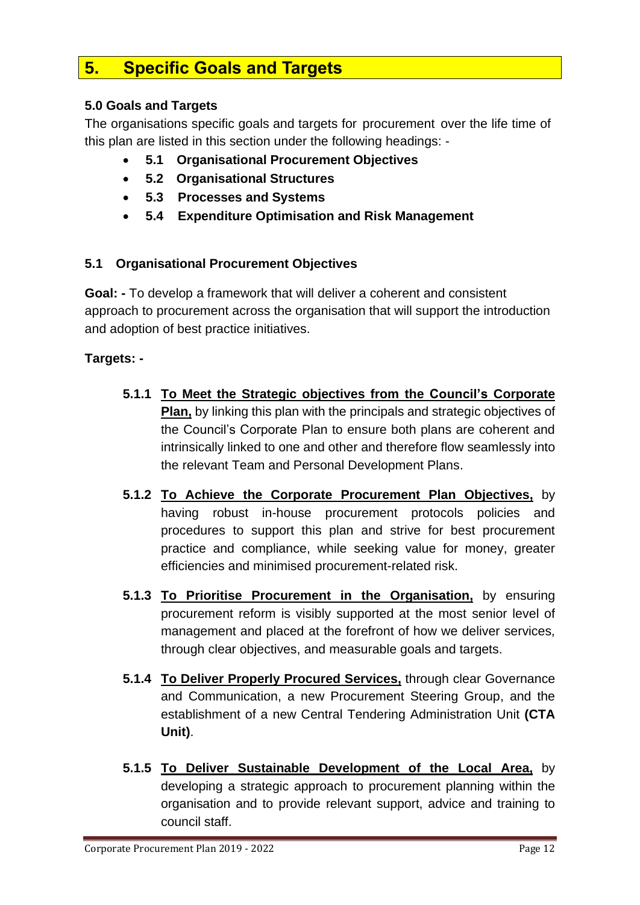# 5. Specific Goals and Targets

### 5.0 Goals and Targets

The organisations specific goals and targets for procurement over the life time of this plan are listed in this section under the following headings: -

- **5.1 Organisational Procurement Objectives**
- **5.2 Organisational Structures**
- **5.3 Processes and Systems**
- **5.4 Expenditure Optimisation and Risk Management**

### 5.1 Organisational Procurement Objectives

**Goal: -** To develop a framework that will deliver a coherent and consistent approach to procurement across the organisation that will support the introduction and adoption of best practice initiatives.

**Targets: -**

**5.1.1** **To Meet the Strategic objectives from the Council's Corporate Plan,** by linking this plan with the principals and strategic objectives of the Council's Corporate Plan to ensure both plans are coherent and intrinsically linked to one and other and therefore flow seamlessly into the relevant Team and Personal Development Plans.

**5.1.2** **To Achieve the Corporate Procurement Plan Objectives,** by having robust in-house procurement protocols policies and procedures to support this plan and strive for best procurement practice and compliance, while seeking value for money, greater efficiencies and minimised procurement-related risk.

**5.1.3** **To Prioritise Procurement in the Organisation,** by ensuring procurement reform is visibly supported at the most senior level of management and placed at the forefront of how we deliver services, through clear objectives, and measurable goals and targets.

**5.1.4** **To Deliver Properly Procured Services,** through clear Governance and Communication, a new Procurement Steering Group, and the establishment of a new Central Tendering Administration Unit **(CTA Unit)**.

**5.1.5** **To Deliver Sustainable Development of the Local Area,** by developing a strategic approach to procurement planning within the organisation and to provide relevant support, advice and training to council staff.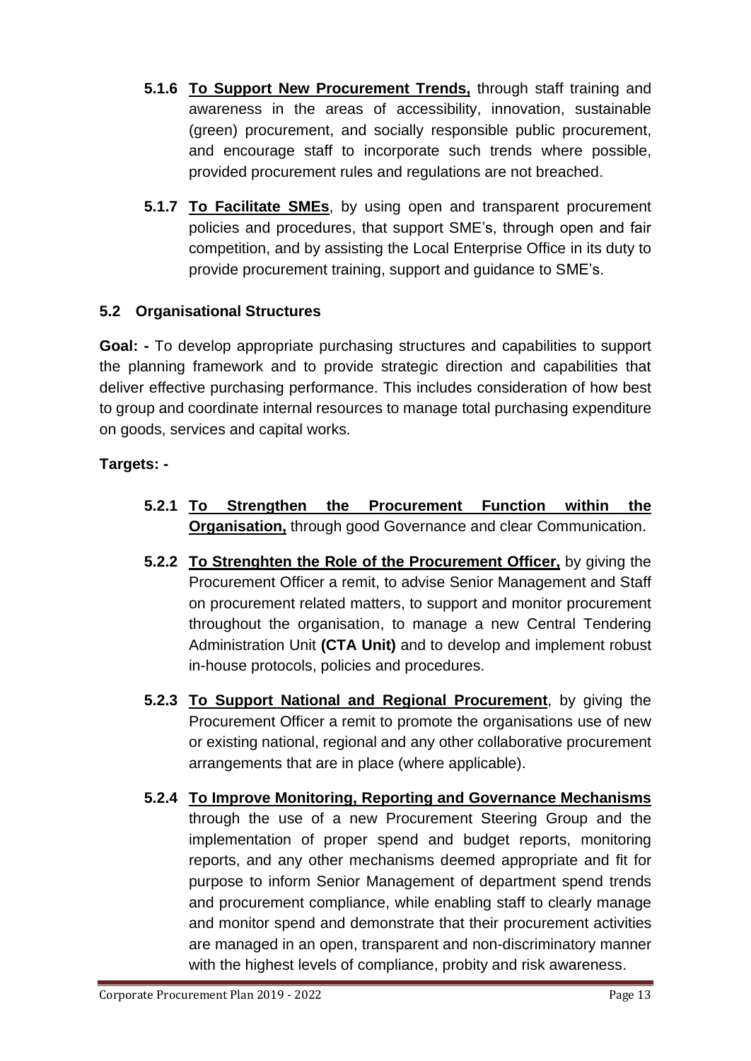- **5.1.6** **To Support New Procurement Trends,** through staff training and awareness in the areas of accessibility, innovation, sustainable (green) procurement, and socially responsible public procurement, and encourage staff to incorporate such trends where possible, provided procurement rules and regulations are not breached.

- **5.1.7** **To Facilitate SMEs**, by using open and transparent procurement policies and procedures, that support SME's, through open and fair competition, and by assisting the Local Enterprise Office in its duty to provide procurement training, support and guidance to SME's.

### 5.2 Organisational Structures

**Goal: -** To develop appropriate purchasing structures and capabilities to support the planning framework and to provide strategic direction and capabilities that deliver effective purchasing performance. This includes consideration of how best to group and coordinate internal resources to manage total purchasing expenditure on goods, services and capital works.

**Targets: -**

- **5.2.1** **To Strengthen the Procurement Function within the Organisation,** through good Governance and clear Communication.

- **5.2.2** **To Strenghten the Role of the Procurement Officer,** by giving the Procurement Officer a remit, to advise Senior Management and Staff on procurement related matters, to support and monitor procurement throughout the organisation, to manage a new Central Tendering Administration Unit **(CTA Unit)** and to develop and implement robust in-house protocols, policies and procedures.

- **5.2.3** **To Support National and Regional Procurement**, by giving the Procurement Officer a remit to promote the organisations use of new or existing national, regional and any other collaborative procurement arrangements that are in place (where applicable).

- **5.2.4** **To Improve Monitoring, Reporting and Governance Mechanisms** through the use of a new Procurement Steering Group and the implementation of proper spend and budget reports, monitoring reports, and any other mechanisms deemed appropriate and fit for purpose to inform Senior Management of department spend trends and procurement compliance, while enabling staff to clearly manage and monitor spend and demonstrate that their procurement activities are managed in an open, transparent and non-discriminatory manner with the highest levels of compliance, probity and risk awareness.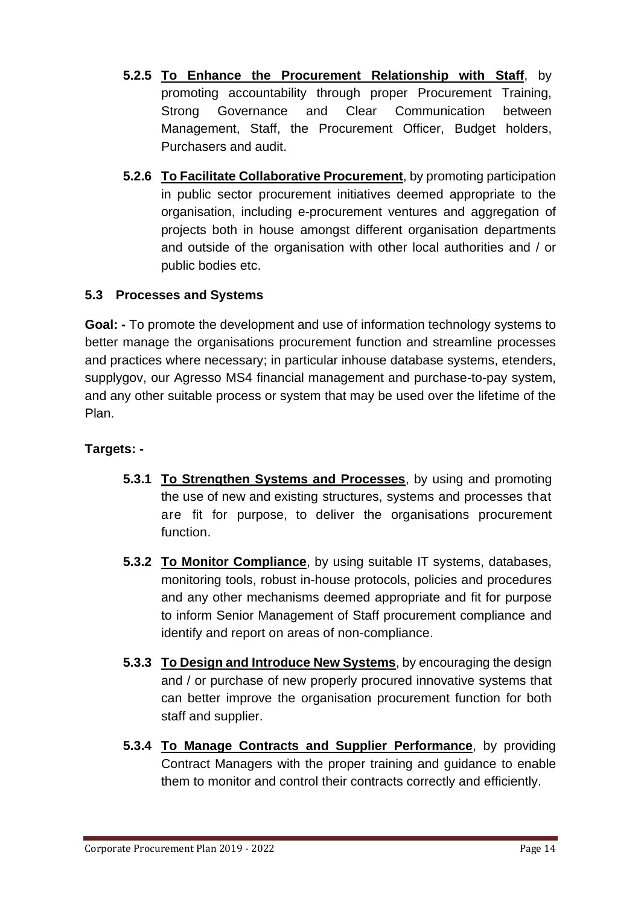**5.2.5** **<u>To Enhance the Procurement Relationship with Staff</u>**, by promoting accountability through proper Procurement Training, Strong Governance and Clear Communication between Management, Staff, the Procurement Officer, Budget holders, Purchasers and audit.

**5.2.6** **<u>To Facilitate Collaborative Procurement</u>**, by promoting participation in public sector procurement initiatives deemed appropriate to the organisation, including e-procurement ventures and aggregation of projects both in house amongst different organisation departments and outside of the organisation with other local authorities and / or public bodies etc.

### 5.3 Processes and Systems

**Goal: -** To promote the development and use of information technology systems to better manage the organisations procurement function and streamline processes and practices where necessary; in particular inhouse database systems, etenders, supplygov, our Agresso MS4 financial management and purchase-to-pay system, and any other suitable process or system that may be used over the lifetime of the Plan.

**Targets: -**

**5.3.1** **<u>To Strengthen Systems and Processes</u>**, by using and promoting the use of new and existing structures, systems and processes that are fit for purpose, to deliver the organisations procurement function.

**5.3.2** **<u>To Monitor Compliance</u>**, by using suitable IT systems, databases, monitoring tools, robust in-house protocols, policies and procedures and any other mechanisms deemed appropriate and fit for purpose to inform Senior Management of Staff procurement compliance and identify and report on areas of non-compliance.

**5.3.3** **<u>To Design and Introduce New Systems</u>**, by encouraging the design and / or purchase of new properly procured innovative systems that can better improve the organisation procurement function for both staff and supplier.

**5.3.4** **<u>To Manage Contracts and Supplier Performance</u>**, by providing Contract Managers with the proper training and guidance to enable them to monitor and control their contracts correctly and efficiently.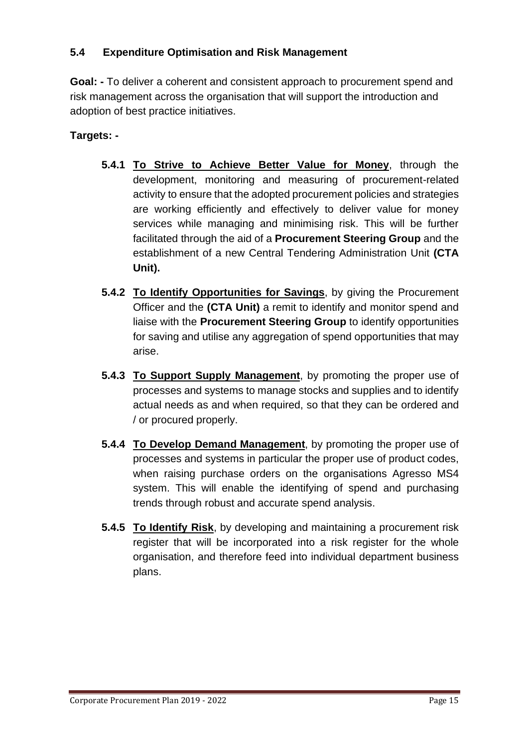## 5.4 Expenditure Optimisation and Risk Management

**Goal: -** To deliver a coherent and consistent approach to procurement spend and risk management across the organisation that will support the introduction and adoption of best practice initiatives.

**Targets: -**

**5.4.1** **To Strive to Achieve Better Value for Money**, through the development, monitoring and measuring of procurement-related activity to ensure that the adopted procurement policies and strategies are working efficiently and effectively to deliver value for money services while managing and minimising risk. This will be further facilitated through the aid of a **Procurement Steering Group** and the establishment of a new Central Tendering Administration Unit **(CTA Unit).**

**5.4.2** **To Identify Opportunities for Savings**, by giving the Procurement Officer and the **(CTA Unit)** a remit to identify and monitor spend and liaise with the **Procurement Steering Group** to identify opportunities for saving and utilise any aggregation of spend opportunities that may arise.

**5.4.3** **To Support Supply Management**, by promoting the proper use of processes and systems to manage stocks and supplies and to identify actual needs as and when required, so that they can be ordered and / or procured properly.

**5.4.4** **To Develop Demand Management**, by promoting the proper use of processes and systems in particular the proper use of product codes, when raising purchase orders on the organisations Agresso MS4 system. This will enable the identifying of spend and purchasing trends through robust and accurate spend analysis.

**5.4.5** **To Identify Risk**, by developing and maintaining a procurement risk register that will be incorporated into a risk register for the whole organisation, and therefore feed into individual department business plans.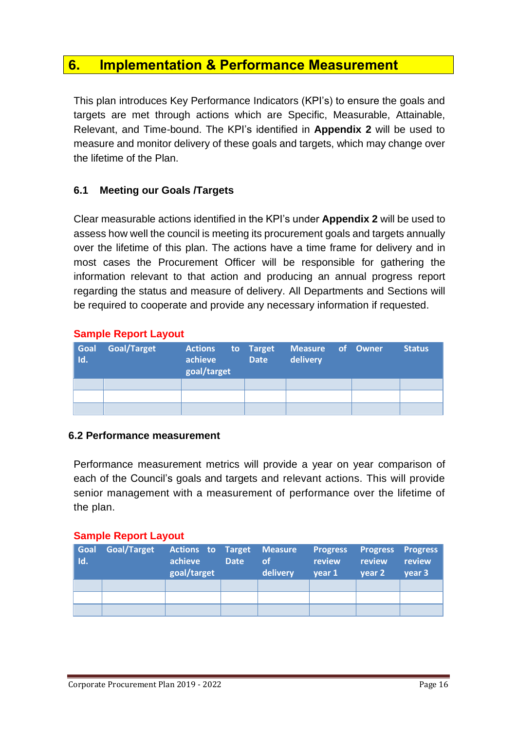# 6. Implementation & Performance Measurement

This plan introduces Key Performance Indicators (KPI's) to ensure the goals and targets are met through actions which are Specific, Measurable, Attainable, Relevant, and Time-bound. The KPI's identified in **Appendix 2** will be used to measure and monitor delivery of these goals and targets, which may change over the lifetime of the Plan.

## 6.1 Meeting our Goals /Targets

Clear measurable actions identified in the KPI's under **Appendix 2** will be used to assess how well the council is meeting its procurement goals and targets annually over the lifetime of this plan. The actions have a time frame for delivery and in most cases the Procurement Officer will be responsible for gathering the information relevant to that action and producing an annual progress report regarding the status and measure of delivery. All Departments and Sections will be required to cooperate and provide any necessary information if requested.

**Sample Report Layout**

| Goal Id. | Goal/Target | Actions to achieve goal/target | Target Date | Measure of delivery | Owner | Status |
|---|---|---|---|---|---|---|
| | | | | | | |
| | | | | | | |
| | | | | | | |

## 6.2 Performance measurement

Performance measurement metrics will provide a year on year comparison of each of the Council's goals and targets and relevant actions. This will provide senior management with a measurement of performance over the lifetime of the plan.

**Sample Report Layout**

| Goal Id. | Goal/Target | Actions to achieve goal/target | Target Date | Measure of delivery | Progress review year 1 | Progress review year 2 | Progress review year 3 |
|---|---|---|---|---|---|---|---|
| | | | | | | | |
| | | | | | | | |
| | | | | | | | |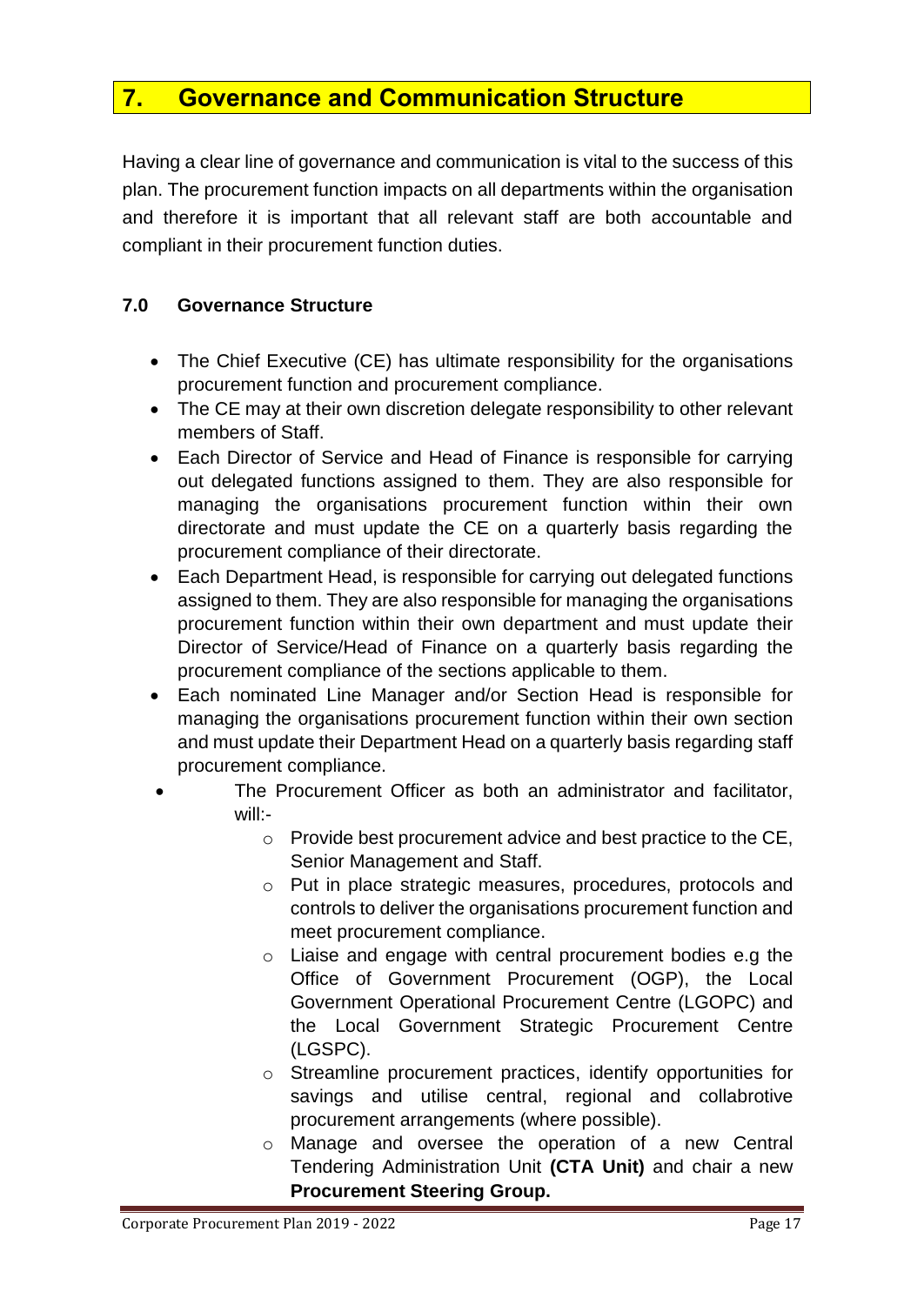## 7. Governance and Communication Structure

Having a clear line of governance and communication is vital to the success of this plan. The procurement function impacts on all departments within the organisation and therefore it is important that all relevant staff are both accountable and compliant in their procurement function duties.

### 7.0 Governance Structure

- The Chief Executive (CE) has ultimate responsibility for the organisations procurement function and procurement compliance.
- The CE may at their own discretion delegate responsibility to other relevant members of Staff.
- Each Director of Service and Head of Finance is responsible for carrying out delegated functions assigned to them. They are also responsible for managing the organisations procurement function within their own directorate and must update the CE on a quarterly basis regarding the procurement compliance of their directorate.
- Each Department Head, is responsible for carrying out delegated functions assigned to them. They are also responsible for managing the organisations procurement function within their own department and must update their Director of Service/Head of Finance on a quarterly basis regarding the procurement compliance of the sections applicable to them.
- Each nominated Line Manager and/or Section Head is responsible for managing the organisations procurement function within their own section and must update their Department Head on a quarterly basis regarding staff procurement compliance.
- The Procurement Officer as both an administrator and facilitator, will:-
  - Provide best procurement advice and best practice to the CE, Senior Management and Staff.
  - Put in place strategic measures, procedures, protocols and controls to deliver the organisations procurement function and meet procurement compliance.
  - Liaise and engage with central procurement bodies e.g the Office of Government Procurement (OGP), the Local Government Operational Procurement Centre (LGOPC) and the Local Government Strategic Procurement Centre (LGSPC).
  - Streamline procurement practices, identify opportunities for savings and utilise central, regional and collabrotive procurement arrangements (where possible).
  - Manage and oversee the operation of a new Central Tendering Administration Unit **(CTA Unit)** and chair a new **Procurement Steering Group.**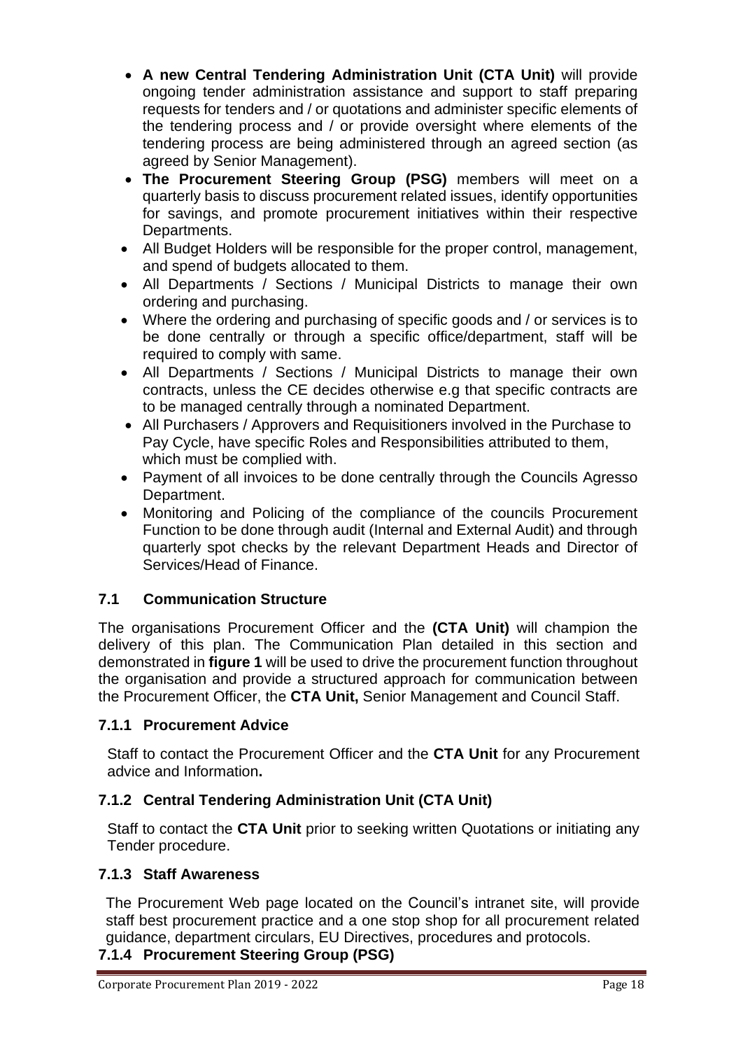- **A new Central Tendering Administration Unit (CTA Unit)** will provide ongoing tender administration assistance and support to staff preparing requests for tenders and / or quotations and administer specific elements of the tendering process and / or provide oversight where elements of the tendering process are being administered through an agreed section (as agreed by Senior Management).
- **The Procurement Steering Group (PSG)** members will meet on a quarterly basis to discuss procurement related issues, identify opportunities for savings, and promote procurement initiatives within their respective Departments.
- All Budget Holders will be responsible for the proper control, management, and spend of budgets allocated to them.
- All Departments / Sections / Municipal Districts to manage their own ordering and purchasing.
- Where the ordering and purchasing of specific goods and / or services is to be done centrally or through a specific office/department, staff will be required to comply with same.
- All Departments / Sections / Municipal Districts to manage their own contracts, unless the CE decides otherwise e.g that specific contracts are to be managed centrally through a nominated Department.
- All Purchasers / Approvers and Requisitioners involved in the Purchase to Pay Cycle, have specific Roles and Responsibilities attributed to them, which must be complied with.
- Payment of all invoices to be done centrally through the Councils Agresso Department.
- Monitoring and Policing of the compliance of the councils Procurement Function to be done through audit (Internal and External Audit) and through quarterly spot checks by the relevant Department Heads and Director of Services/Head of Finance.

## 7.1 Communication Structure

The organisations Procurement Officer and the **(CTA Unit)** will champion the delivery of this plan. The Communication Plan detailed in this section and demonstrated in **figure 1** will be used to drive the procurement function throughout the organisation and provide a structured approach for communication between the Procurement Officer, the **CTA Unit,** Senior Management and Council Staff.

### 7.1.1 Procurement Advice

Staff to contact the Procurement Officer and the **CTA Unit** for any Procurement advice and Information**.**

### 7.1.2 Central Tendering Administration Unit (CTA Unit)

Staff to contact the **CTA Unit** prior to seeking written Quotations or initiating any Tender procedure.

### 7.1.3 Staff Awareness

The Procurement Web page located on the Council's intranet site, will provide staff best procurement practice and a one stop shop for all procurement related guidance, department circulars, EU Directives, procedures and protocols.

### 7.1.4 Procurement Steering Group (PSG)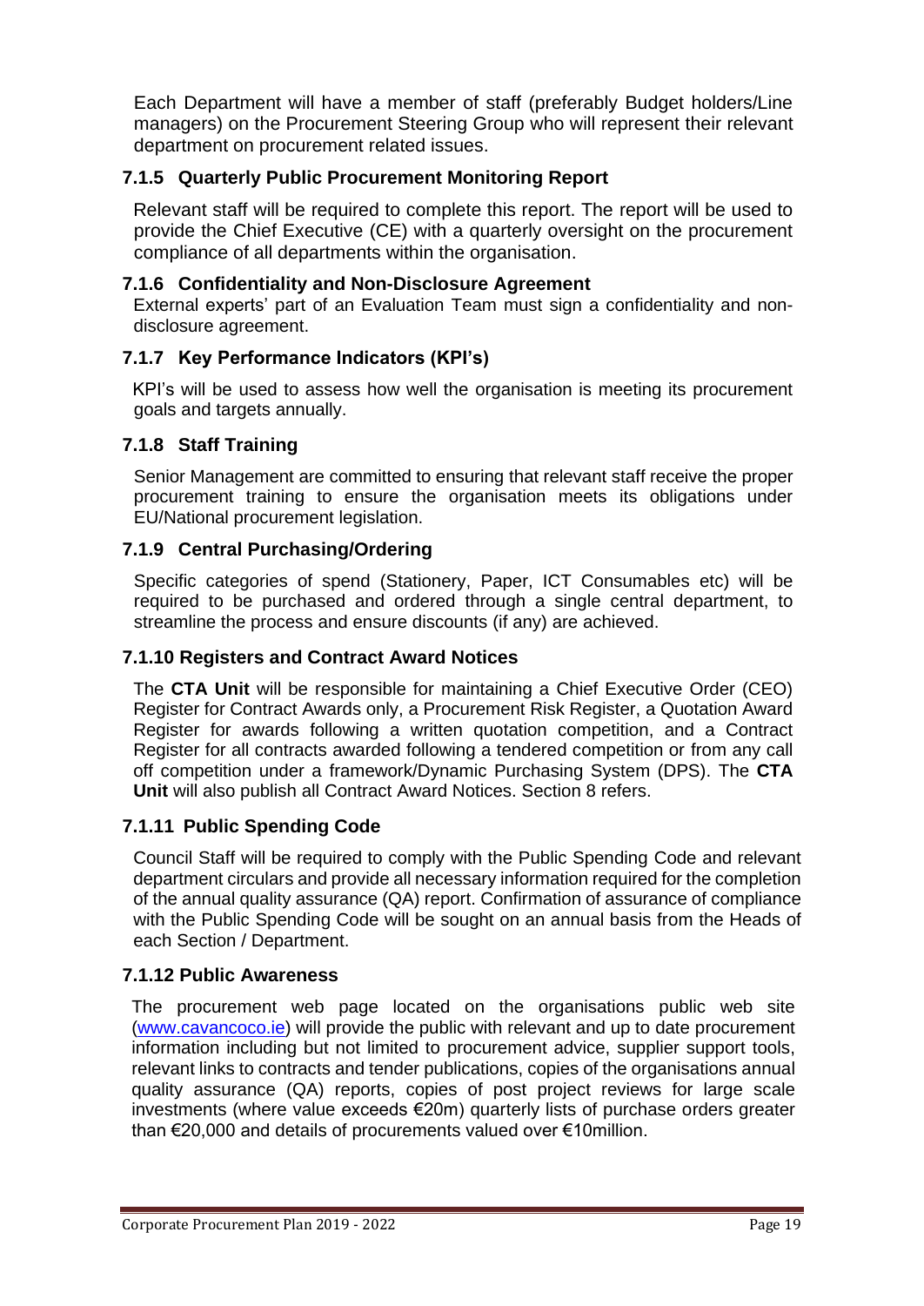Each Department will have a member of staff (preferably Budget holders/Line managers) on the Procurement Steering Group who will represent their relevant department on procurement related issues.

### 7.1.5 Quarterly Public Procurement Monitoring Report

Relevant staff will be required to complete this report. The report will be used to provide the Chief Executive (CE) with a quarterly oversight on the procurement compliance of all departments within the organisation.

### 7.1.6 Confidentiality and Non-Disclosure Agreement

External experts' part of an Evaluation Team must sign a confidentiality and non-disclosure agreement.

### 7.1.7 Key Performance Indicators (KPI's)

KPI's will be used to assess how well the organisation is meeting its procurement goals and targets annually.

### 7.1.8 Staff Training

Senior Management are committed to ensuring that relevant staff receive the proper procurement training to ensure the organisation meets its obligations under EU/National procurement legislation.

### 7.1.9 Central Purchasing/Ordering

Specific categories of spend (Stationery, Paper, ICT Consumables etc) will be required to be purchased and ordered through a single central department, to streamline the process and ensure discounts (if any) are achieved.

### 7.1.10 Registers and Contract Award Notices

The **CTA Unit** will be responsible for maintaining a Chief Executive Order (CEO) Register for Contract Awards only, a Procurement Risk Register, a Quotation Award Register for awards following a written quotation competition, and a Contract Register for all contracts awarded following a tendered competition or from any call off competition under a framework/Dynamic Purchasing System (DPS). The **CTA Unit** will also publish all Contract Award Notices. Section 8 refers.

### 7.1.11 Public Spending Code

Council Staff will be required to comply with the Public Spending Code and relevant department circulars and provide all necessary information required for the completion of the annual quality assurance (QA) report. Confirmation of assurance of compliance with the Public Spending Code will be sought on an annual basis from the Heads of each Section / Department.

### 7.1.12 Public Awareness

The procurement web page located on the organisations public web site (www.cavancoco.ie) will provide the public with relevant and up to date procurement information including but not limited to procurement advice, supplier support tools, relevant links to contracts and tender publications, copies of the organisations annual quality assurance (QA) reports, copies of post project reviews for large scale investments (where value exceeds €20m) quarterly lists of purchase orders greater than €20,000 and details of procurements valued over €10million.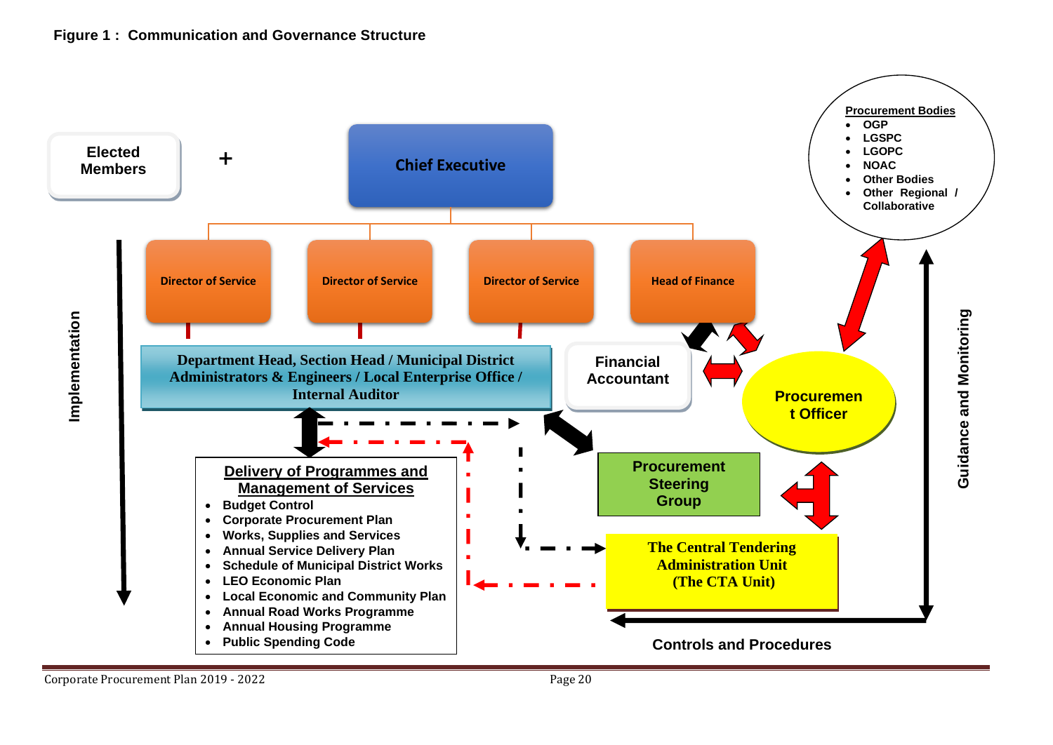**Figure 1 : Communication and Governance Structure**

Elected Members + Chief Executive

Director of Service | Director of Service | Director of Service | Head of Finance

Department Head, Section Head / Municipal District Administrators & Engineers / Local Enterprise Office / Internal Auditor

Financial Accountant

Procurement Officer

**Procurement Bodies**

- OGP
- LGSPC
- LGOPC
- NOAC
- Other Bodies
- Other Regional / Collaborative

Procurement Steering Group

The Central Tendering Administration Unit (The CTA Unit)

**Delivery of Programmes and Management of Services**

- Budget Control
- Corporate Procurement Plan
- Works, Supplies and Services
- Annual Service Delivery Plan
- Schedule of Municipal District Works
- LEO Economic Plan
- Local Economic and Community Plan
- Annual Road Works Programme
- Annual Housing Programme
- Public Spending Code

Implementation

Guidance and Monitoring

Controls and Procedures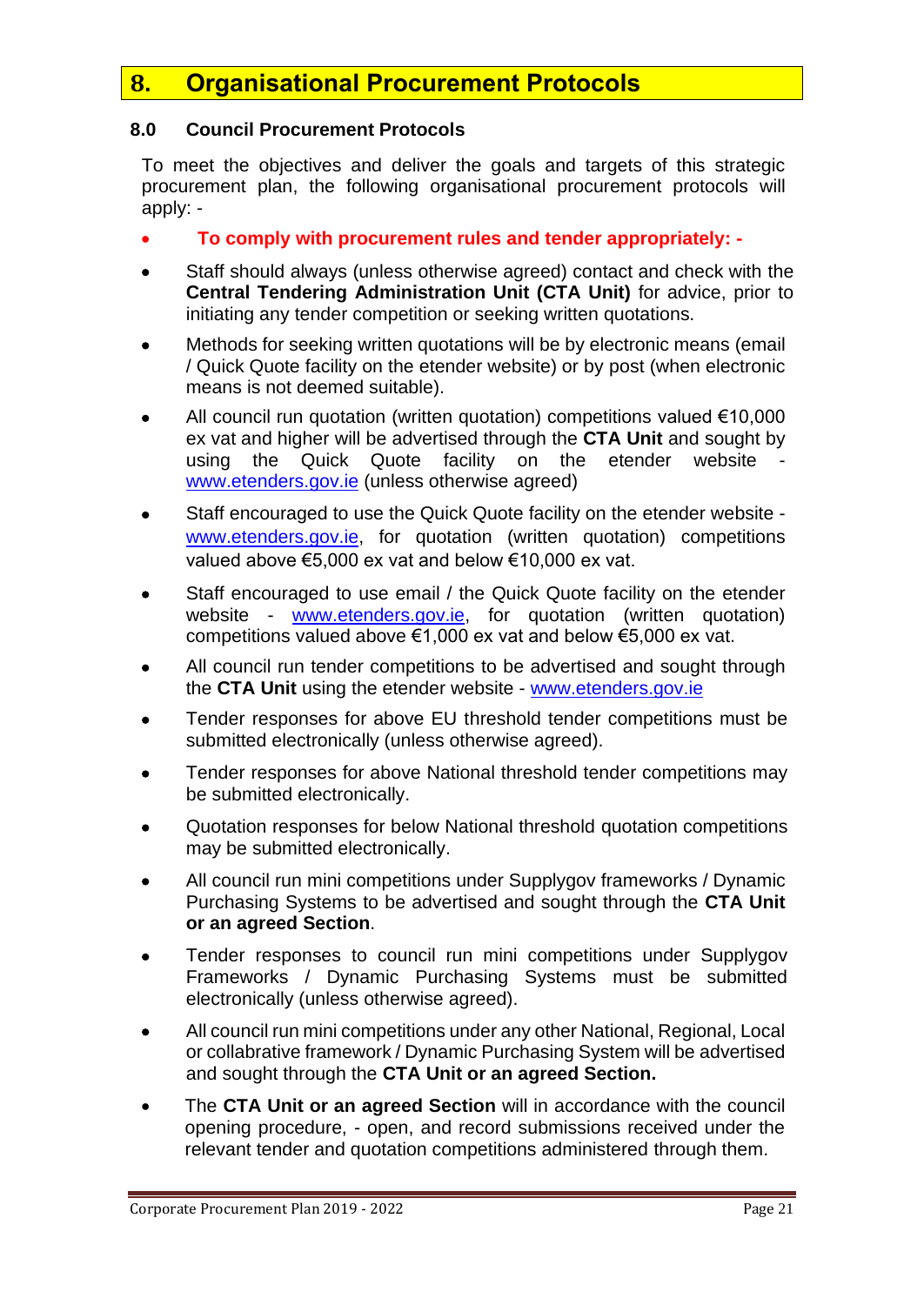# 8. Organisational Procurement Protocols

### 8.0 Council Procurement Protocols

To meet the objectives and deliver the goals and targets of this strategic procurement plan, the following organisational procurement protocols will apply: -

- **To comply with procurement rules and tender appropriately: -**
- Staff should always (unless otherwise agreed) contact and check with the **Central Tendering Administration Unit (CTA Unit)** for advice, prior to initiating any tender competition or seeking written quotations.
- Methods for seeking written quotations will be by electronic means (email / Quick Quote facility on the etender website) or by post (when electronic means is not deemed suitable).
- All council run quotation (written quotation) competitions valued €10,000 ex vat and higher will be advertised through the **CTA Unit** and sought by using the Quick Quote facility on the etender website - www.etenders.gov.ie (unless otherwise agreed)
- Staff encouraged to use the Quick Quote facility on the etender website - www.etenders.gov.ie, for quotation (written quotation) competitions valued above €5,000 ex vat and below €10,000 ex vat.
- Staff encouraged to use email / the Quick Quote facility on the etender website - www.etenders.gov.ie, for quotation (written quotation) competitions valued above €1,000 ex vat and below €5,000 ex vat.
- All council run tender competitions to be advertised and sought through the **CTA Unit** using the etender website - www.etenders.gov.ie
- Tender responses for above EU threshold tender competitions must be submitted electronically (unless otherwise agreed).
- Tender responses for above National threshold tender competitions may be submitted electronically.
- Quotation responses for below National threshold quotation competitions may be submitted electronically.
- All council run mini competitions under Supplygov frameworks / Dynamic Purchasing Systems to be advertised and sought through the **CTA Unit or an agreed Section**.
- Tender responses to council run mini competitions under Supplygov Frameworks / Dynamic Purchasing Systems must be submitted electronically (unless otherwise agreed).
- All council run mini competitions under any other National, Regional, Local or collabrative framework / Dynamic Purchasing System will be advertised and sought through the **CTA Unit or an agreed Section.**
- The **CTA Unit or an agreed Section** will in accordance with the council opening procedure, - open, and record submissions received under the relevant tender and quotation competitions administered through them.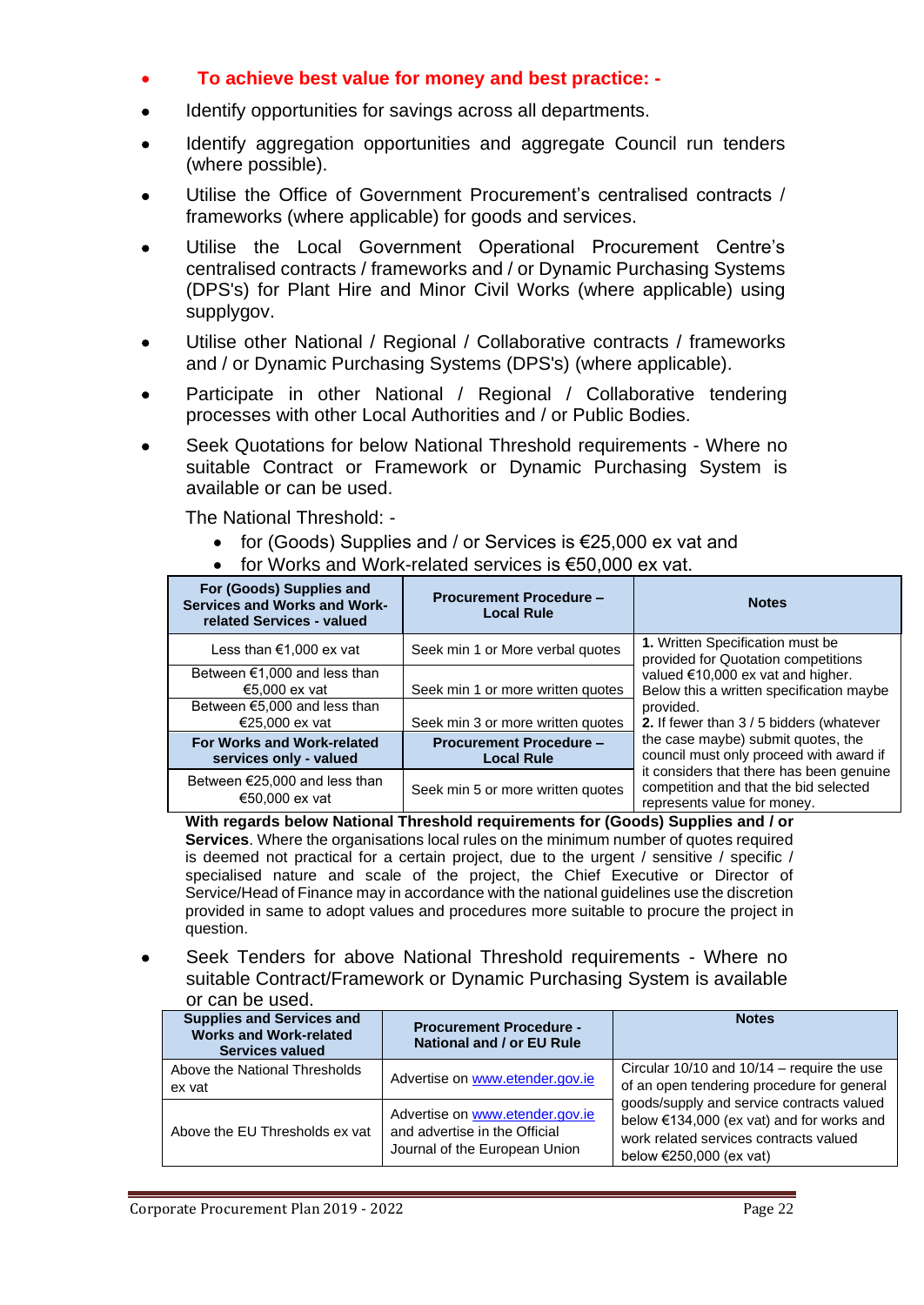- **To achieve best value for money and best practice: -**
- Identify opportunities for savings across all departments.
- Identify aggregation opportunities and aggregate Council run tenders (where possible).
- Utilise the Office of Government Procurement's centralised contracts / frameworks (where applicable) for goods and services.
- Utilise the Local Government Operational Procurement Centre's centralised contracts / frameworks and / or Dynamic Purchasing Systems (DPS's) for Plant Hire and Minor Civil Works (where applicable) using supplygov.
- Utilise other National / Regional / Collaborative contracts / frameworks and / or Dynamic Purchasing Systems (DPS's) (where applicable).
- Participate in other National / Regional / Collaborative tendering processes with other Local Authorities and / or Public Bodies.
- Seek Quotations for below National Threshold requirements - Where no suitable Contract or Framework or Dynamic Purchasing System is available or can be used.

  The National Threshold: -

  - for (Goods) Supplies and / or Services is €25,000 ex vat and
  - for Works and Work-related services is €50,000 ex vat.

| For (Goods) Supplies and Services and Works and Work-related Services - valued | Procurement Procedure – Local Rule | Notes |
|---|---|---|
| Less than €1,000 ex vat | Seek min 1 or More verbal quotes | **1.** Written Specification must be provided for Quotation competitions valued €10,000 ex vat and higher. Below this a written specification maybe provided. **2.** If fewer than 3 / 5 bidders (whatever the case maybe) submit quotes, the council must only proceed with award if it considers that there has been genuine competition and that the bid selected represents value for money. |
| Between €1,000 and less than €5,000 ex vat | Seek min 1 or more written quotes | |
| Between €5,000 and less than €25,000 ex vat | Seek min 3 or more written quotes | |
| **For Works and Work-related services only - valued** | **Procurement Procedure – Local Rule** | |
| Between €25,000 and less than €50,000 ex vat | Seek min 5 or more written quotes | |

**With regards below National Threshold requirements for (Goods) Supplies and / or Services**. Where the organisations local rules on the minimum number of quotes required is deemed not practical for a certain project, due to the urgent / sensitive / specific / specialised nature and scale of the project, the Chief Executive or Director of Service/Head of Finance may in accordance with the national guidelines use the discretion provided in same to adopt values and procedures more suitable to procure the project in question.

- Seek Tenders for above National Threshold requirements - Where no suitable Contract/Framework or Dynamic Purchasing System is available or can be used.

| Supplies and Services and Works and Work-related Services valued | Procurement Procedure - National and / or EU Rule | Notes |
|---|---|---|
| Above the National Thresholds ex vat | Advertise on www.etender.gov.ie | Circular 10/10 and 10/14 – require the use of an open tendering procedure for general goods/supply and service contracts valued below €134,000 (ex vat) and for works and work related services contracts valued below €250,000 (ex vat) |
| Above the EU Thresholds ex vat | Advertise on www.etender.gov.ie and advertise in the Official Journal of the European Union | |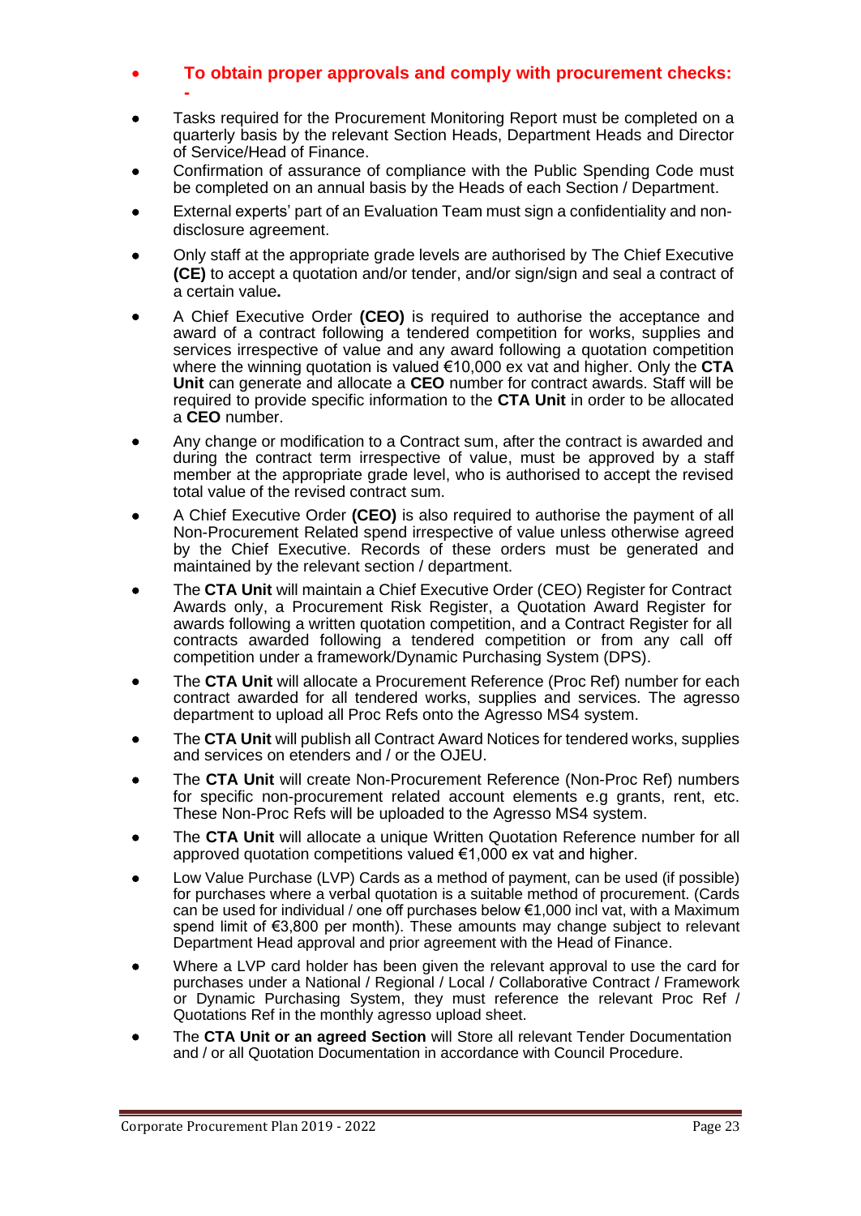- **To obtain proper approvals and comply with procurement checks: -**

- Tasks required for the Procurement Monitoring Report must be completed on a quarterly basis by the relevant Section Heads, Department Heads and Director of Service/Head of Finance.
- Confirmation of assurance of compliance with the Public Spending Code must be completed on an annual basis by the Heads of each Section / Department.
- External experts' part of an Evaluation Team must sign a confidentiality and non-disclosure agreement.
- Only staff at the appropriate grade levels are authorised by The Chief Executive **(CE)** to accept a quotation and/or tender, and/or sign/sign and seal a contract of a certain value**.**
- A Chief Executive Order **(CEO)** is required to authorise the acceptance and award of a contract following a tendered competition for works, supplies and services irrespective of value and any award following a quotation competition where the winning quotation is valued €10,000 ex vat and higher. Only the **CTA Unit** can generate and allocate a **CEO** number for contract awards. Staff will be required to provide specific information to the **CTA Unit** in order to be allocated a **CEO** number.
- Any change or modification to a Contract sum, after the contract is awarded and during the contract term irrespective of value, must be approved by a staff member at the appropriate grade level, who is authorised to accept the revised total value of the revised contract sum.
- A Chief Executive Order **(CEO)** is also required to authorise the payment of all Non-Procurement Related spend irrespective of value unless otherwise agreed by the Chief Executive. Records of these orders must be generated and maintained by the relevant section / department.
- The **CTA Unit** will maintain a Chief Executive Order (CEO) Register for Contract Awards only, a Procurement Risk Register, a Quotation Award Register for awards following a written quotation competition, and a Contract Register for all contracts awarded following a tendered competition or from any call off competition under a framework/Dynamic Purchasing System (DPS).
- The **CTA Unit** will allocate a Procurement Reference (Proc Ref) number for each contract awarded for all tendered works, supplies and services. The agresso department to upload all Proc Refs onto the Agresso MS4 system.
- The **CTA Unit** will publish all Contract Award Notices for tendered works, supplies and services on etenders and / or the OJEU.
- The **CTA Unit** will create Non-Procurement Reference (Non-Proc Ref) numbers for specific non-procurement related account elements e.g grants, rent, etc. These Non-Proc Refs will be uploaded to the Agresso MS4 system.
- The **CTA Unit** will allocate a unique Written Quotation Reference number for all approved quotation competitions valued €1,000 ex vat and higher.
- Low Value Purchase (LVP) Cards as a method of payment, can be used (if possible) for purchases where a verbal quotation is a suitable method of procurement. (Cards can be used for individual / one off purchases below €1,000 incl vat, with a Maximum spend limit of €3,800 per month). These amounts may change subject to relevant Department Head approval and prior agreement with the Head of Finance.
- Where a LVP card holder has been given the relevant approval to use the card for purchases under a National / Regional / Local / Collaborative Contract / Framework or Dynamic Purchasing System, they must reference the relevant Proc Ref / Quotations Ref in the monthly agresso upload sheet.
- The **CTA Unit or an agreed Section** will Store all relevant Tender Documentation and / or all Quotation Documentation in accordance with Council Procedure.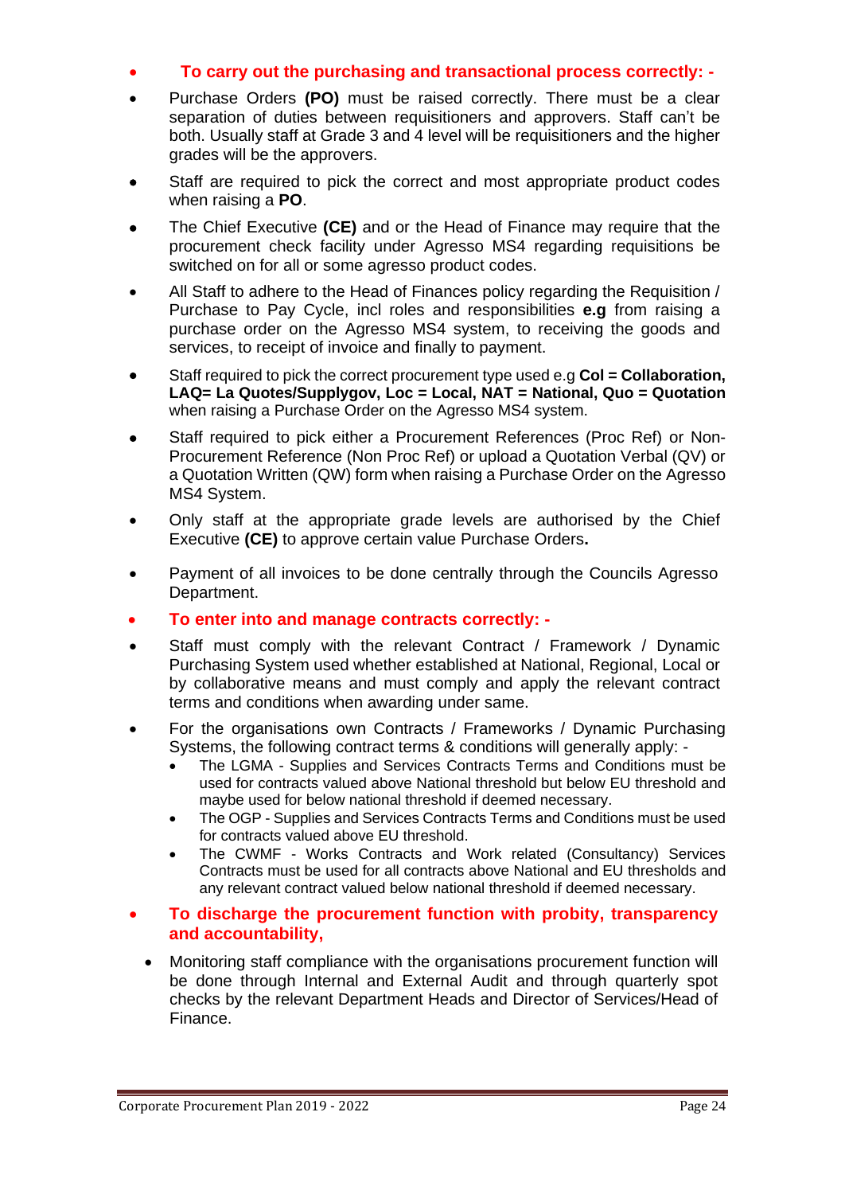- **To carry out the purchasing and transactional process correctly: -**
- Purchase Orders **(PO)** must be raised correctly. There must be a clear separation of duties between requisitioners and approvers. Staff can't be both. Usually staff at Grade 3 and 4 level will be requisitioners and the higher grades will be the approvers.
- Staff are required to pick the correct and most appropriate product codes when raising a **PO**.
- The Chief Executive **(CE)** and or the Head of Finance may require that the procurement check facility under Agresso MS4 regarding requisitions be switched on for all or some agresso product codes.
- All Staff to adhere to the Head of Finances policy regarding the Requisition / Purchase to Pay Cycle, incl roles and responsibilities **e.g** from raising a purchase order on the Agresso MS4 system, to receiving the goods and services, to receipt of invoice and finally to payment.
- Staff required to pick the correct procurement type used e.g **Col = Collaboration, LAQ= La Quotes/Supplygov, Loc = Local, NAT = National, Quo = Quotation** when raising a Purchase Order on the Agresso MS4 system.
- Staff required to pick either a Procurement References (Proc Ref) or Non-Procurement Reference (Non Proc Ref) or upload a Quotation Verbal (QV) or a Quotation Written (QW) form when raising a Purchase Order on the Agresso MS4 System.
- Only staff at the appropriate grade levels are authorised by the Chief Executive **(CE)** to approve certain value Purchase Orders**.**
- Payment of all invoices to be done centrally through the Councils Agresso Department.
- **To enter into and manage contracts correctly: -**
- Staff must comply with the relevant Contract / Framework / Dynamic Purchasing System used whether established at National, Regional, Local or by collaborative means and must comply and apply the relevant contract terms and conditions when awarding under same.
- For the organisations own Contracts / Frameworks / Dynamic Purchasing Systems, the following contract terms & conditions will generally apply: -
  - The LGMA - Supplies and Services Contracts Terms and Conditions must be used for contracts valued above National threshold but below EU threshold and maybe used for below national threshold if deemed necessary.
  - The OGP - Supplies and Services Contracts Terms and Conditions must be used for contracts valued above EU threshold.
  - The CWMF - Works Contracts and Work related (Consultancy) Services Contracts must be used for all contracts above National and EU thresholds and any relevant contract valued below national threshold if deemed necessary.
- **To discharge the procurement function with probity, transparency and accountability,**
  - Monitoring staff compliance with the organisations procurement function will be done through Internal and External Audit and through quarterly spot checks by the relevant Department Heads and Director of Services/Head of Finance.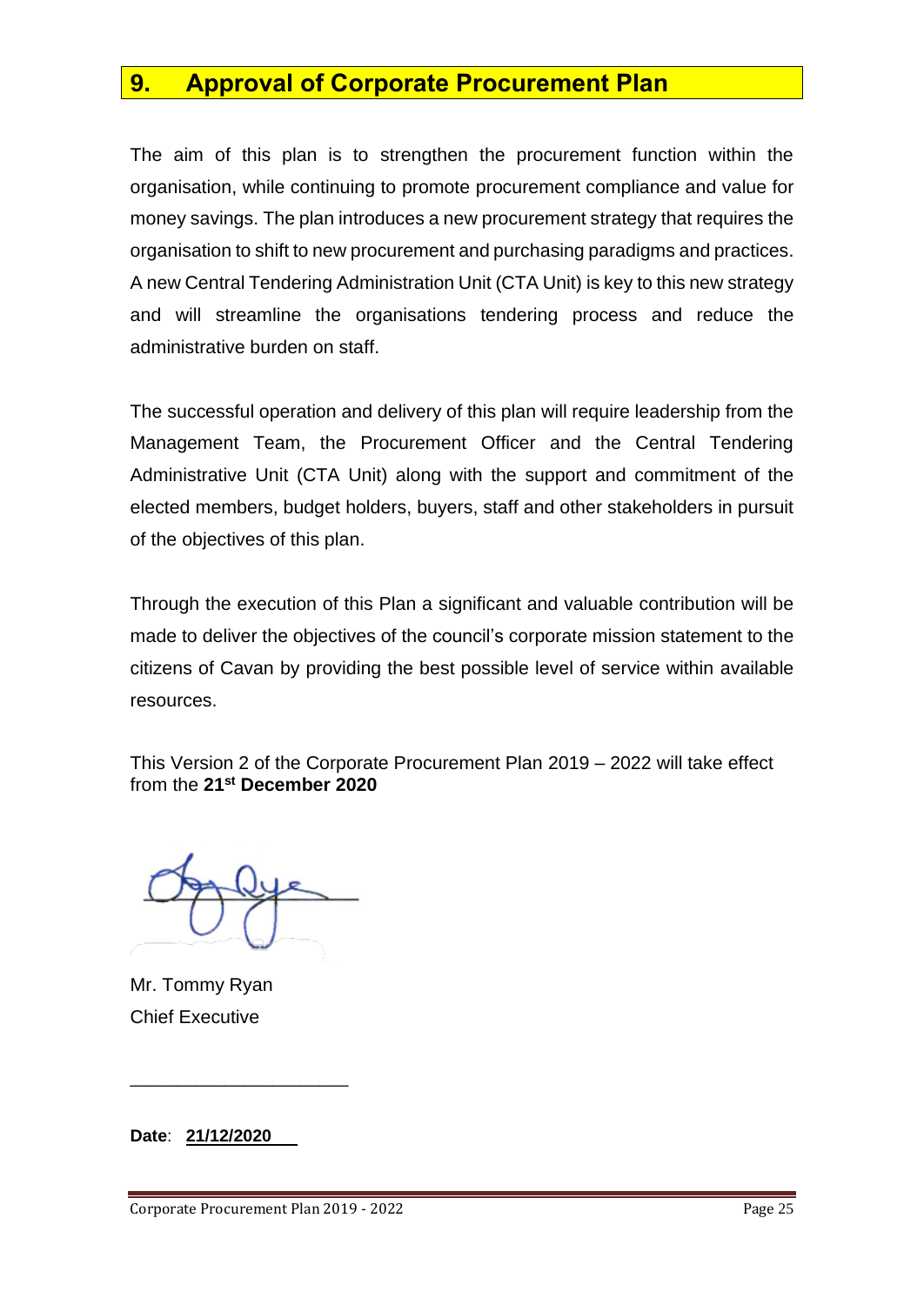## 9. Approval of Corporate Procurement Plan

The aim of this plan is to strengthen the procurement function within the organisation, while continuing to promote procurement compliance and value for money savings. The plan introduces a new procurement strategy that requires the organisation to shift to new procurement and purchasing paradigms and practices. A new Central Tendering Administration Unit (CTA Unit) is key to this new strategy and will streamline the organisations tendering process and reduce the administrative burden on staff.

The successful operation and delivery of this plan will require leadership from the Management Team, the Procurement Officer and the Central Tendering Administrative Unit (CTA Unit) along with the support and commitment of the elected members, budget holders, buyers, staff and other stakeholders in pursuit of the objectives of this plan.

Through the execution of this Plan a significant and valuable contribution will be made to deliver the objectives of the council's corporate mission statement to the citizens of Cavan by providing the best possible level of service within available resources.

This Version 2 of the Corporate Procurement Plan 2019 – 2022 will take effect from the **21st December 2020**

Mr. Tommy Ryan
Chief Executive

______________________

**Date**: **21/12/2020**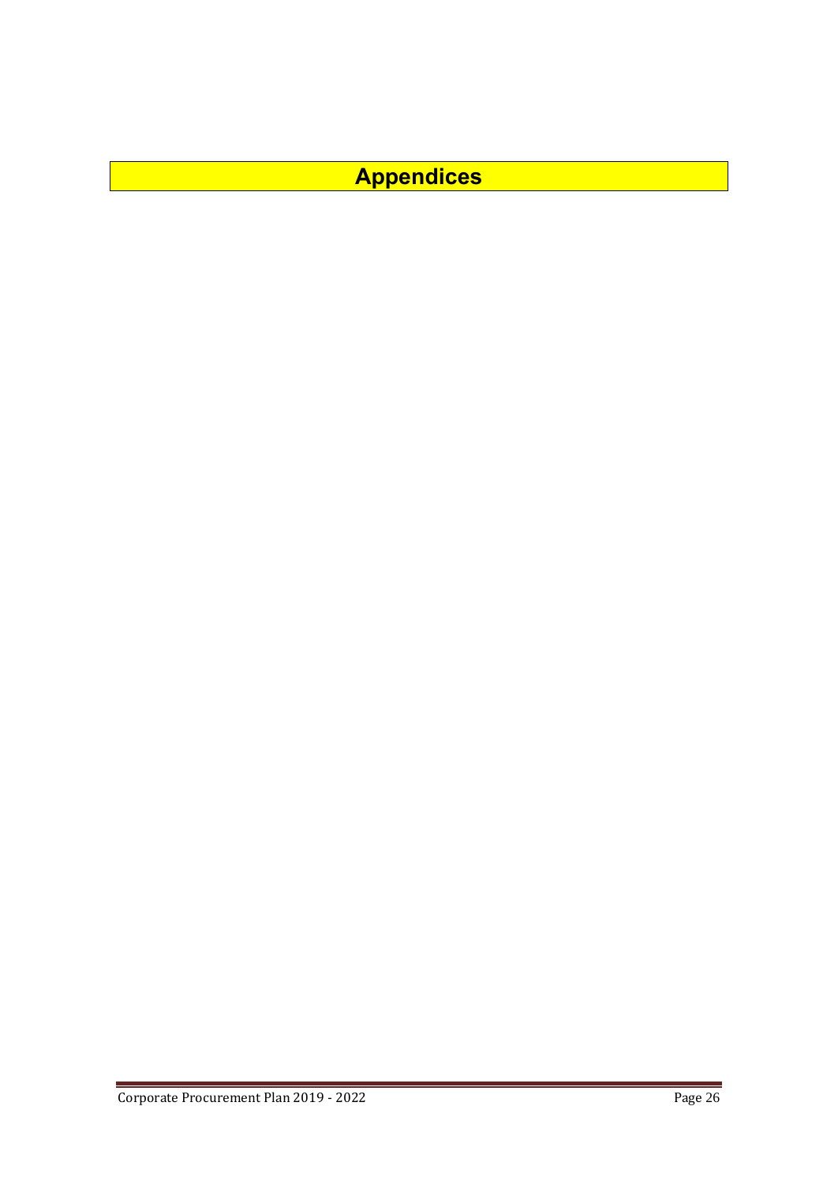# Appendices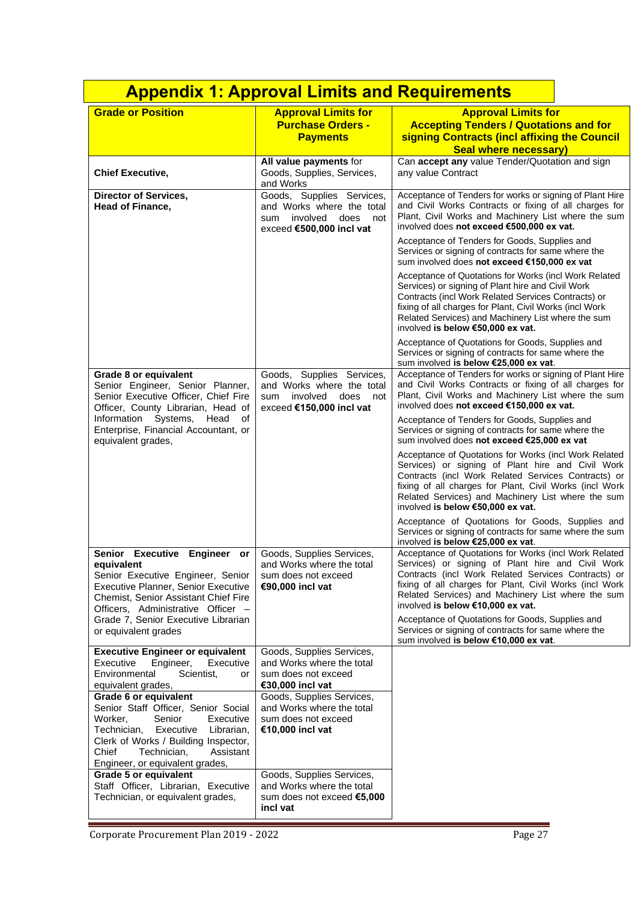# Appendix 1: Approval Limits and Requirements

| Grade or Position | Approval Limits for Purchase Orders - Payments | Approval Limits for Accepting Tenders / Quotations and for signing Contracts (incl affixing the Council Seal where necessary) |
|---|---|---|
| **Chief Executive,** | **All value payments** for Goods, Supplies, Services, and Works | Can **accept any** value Tender/Quotation and sign any value Contract |
| **Director of Services,**<br>**Head of Finance,** | Goods, Supplies Services, and Works where the total sum involved does not exceed **€500,000 incl vat** | Acceptance of Tenders for works or signing of Plant Hire and Civil Works Contracts or fixing of all charges for Plant, Civil Works and Machinery List where the sum involved does **not exceed €500,000 ex vat.**<br><br>Acceptance of Tenders for Goods, Supplies and Services or signing of contracts for same where the sum involved does **not exceed €150,000 ex vat**<br><br>Acceptance of Quotations for Works (incl Work Related Services) or signing of Plant hire and Civil Work Contracts (incl Work Related Services Contracts) or fixing of all charges for Plant, Civil Works (incl Work Related Services) and Machinery List where the sum involved **is below €50,000 ex vat.**<br><br>Acceptance of Quotations for Goods, Supplies and Services or signing of contracts for same where the sum involved **is below €25,000 ex vat**. |
| **Grade 8 or equivalent**<br>Senior Engineer, Senior Planner, Senior Executive Officer, Chief Fire Officer, County Librarian, Head of Information Systems, Head of Enterprise, Financial Accountant, or equivalent grades, | Goods, Supplies Services, and Works where the total sum involved does not exceed **€150,000 incl vat** | Acceptance of Tenders for works or signing of Plant Hire and Civil Works Contracts or fixing of all charges for Plant, Civil Works and Machinery List where the sum involved does **not exceed €150,000 ex vat.**<br><br>Acceptance of Tenders for Goods, Supplies and Services or signing of contracts for same where the sum involved does **not exceed €25,000 ex vat**<br><br>Acceptance of Quotations for Works (incl Work Related Services) or signing of Plant hire and Civil Work Contracts (incl Work Related Services Contracts) or fixing of all charges for Plant, Civil Works (incl Work Related Services) and Machinery List where the sum involved **is below €50,000 ex vat.**<br><br>Acceptance of Quotations for Goods, Supplies and Services or signing of contracts for same where the sum involved **is below €25,000 ex vat**. |
| **Senior Executive Engineer or equivalent**<br>Senior Executive Engineer, Senior Executive Planner, Senior Executive Chemist, Senior Assistant Chief Fire Officers, Administrative Officer – Grade 7, Senior Executive Librarian or equivalent grades | Goods, Supplies Services, and Works where the total sum does not exceed **€90,000 incl vat** | Acceptance of Quotations for Works (incl Work Related Services) or signing of Plant hire and Civil Work Contracts (incl Work Related Services Contracts) or fixing of all charges for Plant, Civil Works (incl Work Related Services) and Machinery List where the sum involved **is below €10,000 ex vat.**<br><br>Acceptance of Quotations for Goods, Supplies and Services or signing of contracts for same where the sum involved **is below €10,000 ex vat**. |
| **Executive Engineer or equivalent**<br>Executive Engineer, Executive Environmental Scientist, or equivalent grades, | Goods, Supplies Services, and Works where the total sum does not exceed **€30,000 incl vat** | |
| **Grade 6 or equivalent**<br>Senior Staff Officer, Senior Social Worker, Senior Executive Technician, Executive Librarian, Clerk of Works / Building Inspector, Chief Technician, Assistant Engineer, or equivalent grades, | Goods, Supplies Services, and Works where the total sum does not exceed **€10,000 incl vat** | |
| **Grade 5 or equivalent**<br>Staff Officer, Librarian, Executive Technician, or equivalent grades, | Goods, Supplies Services, and Works where the total sum does not exceed **€5,000 incl vat** | |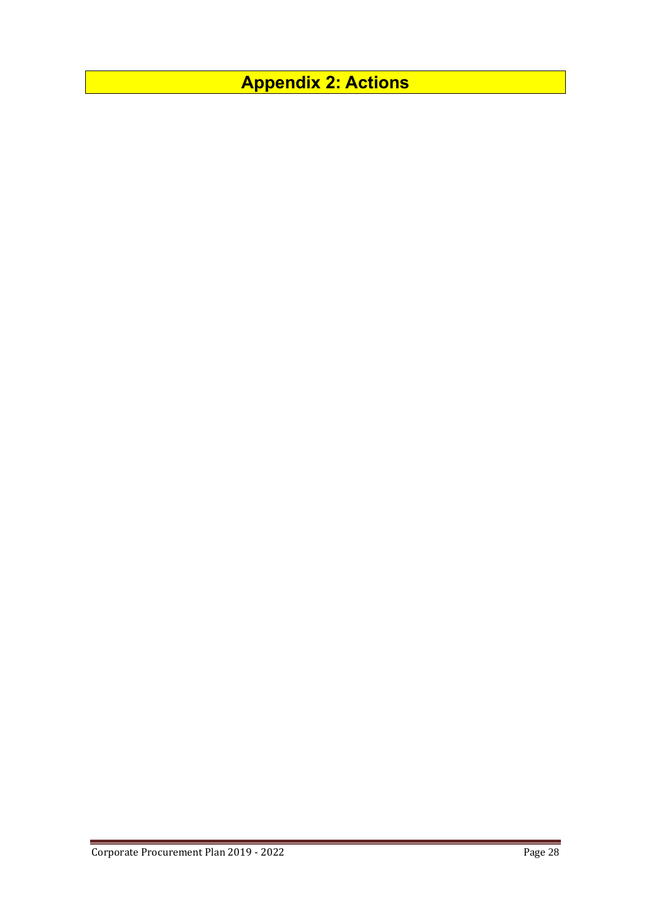# Appendix 2: Actions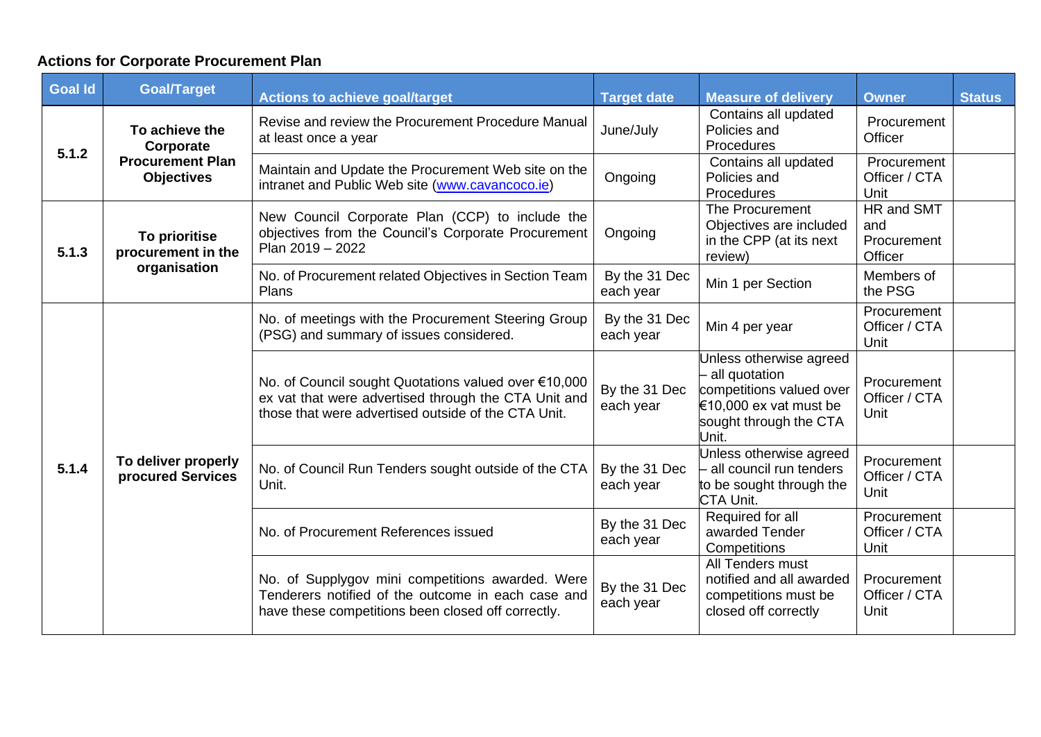**Actions for Corporate Procurement Plan**

| Goal Id | Goal/Target | Actions to achieve goal/target | Target date | Measure of delivery | Owner | Status |
|---|---|---|---|---|---|---|
| 5.1.2 | **To achieve the Corporate Procurement Plan Objectives** | Revise and review the Procurement Procedure Manual at least once a year | June/July | Contains all updated Policies and Procedures | Procurement Officer | |
| | | Maintain and Update the Procurement Web site on the intranet and Public Web site (www.cavancoco.ie) | Ongoing | Contains all updated Policies and Procedures | Procurement Officer / CTA Unit | |
| 5.1.3 | **To prioritise procurement in the organisation** | New Council Corporate Plan (CCP) to include the objectives from the Council's Corporate Procurement Plan 2019 – 2022 | Ongoing | The Procurement Objectives are included in the CPP (at its next review) | HR and SMT and Procurement Officer | |
| | | No. of Procurement related Objectives in Section Team Plans | By the 31 Dec each year | Min 1 per Section | Members of the PSG | |
| 5.1.4 | **To deliver properly procured Services** | No. of meetings with the Procurement Steering Group (PSG) and summary of issues considered. | By the 31 Dec each year | Min 4 per year | Procurement Officer / CTA Unit | |
| | | No. of Council sought Quotations valued over €10,000 ex vat that were advertised through the CTA Unit and those that were advertised outside of the CTA Unit. | By the 31 Dec each year | Unless otherwise agreed – all quotation competitions valued over €10,000 ex vat must be sought through the CTA Unit. | Procurement Officer / CTA Unit | |
| | | No. of Council Run Tenders sought outside of the CTA Unit. | By the 31 Dec each year | Unless otherwise agreed – all council run tenders to be sought through the CTA Unit. | Procurement Officer / CTA Unit | |
| | | No. of Procurement References issued | By the 31 Dec each year | Required for all awarded Tender Competitions | Procurement Officer / CTA Unit | |
| | | No. of Supplygov mini competitions awarded. Were Tenderers notified of the outcome in each case and have these competitions been closed off correctly. | By the 31 Dec each year | All Tenders must notified and all awarded competitions must be closed off correctly | Procurement Officer / CTA Unit | |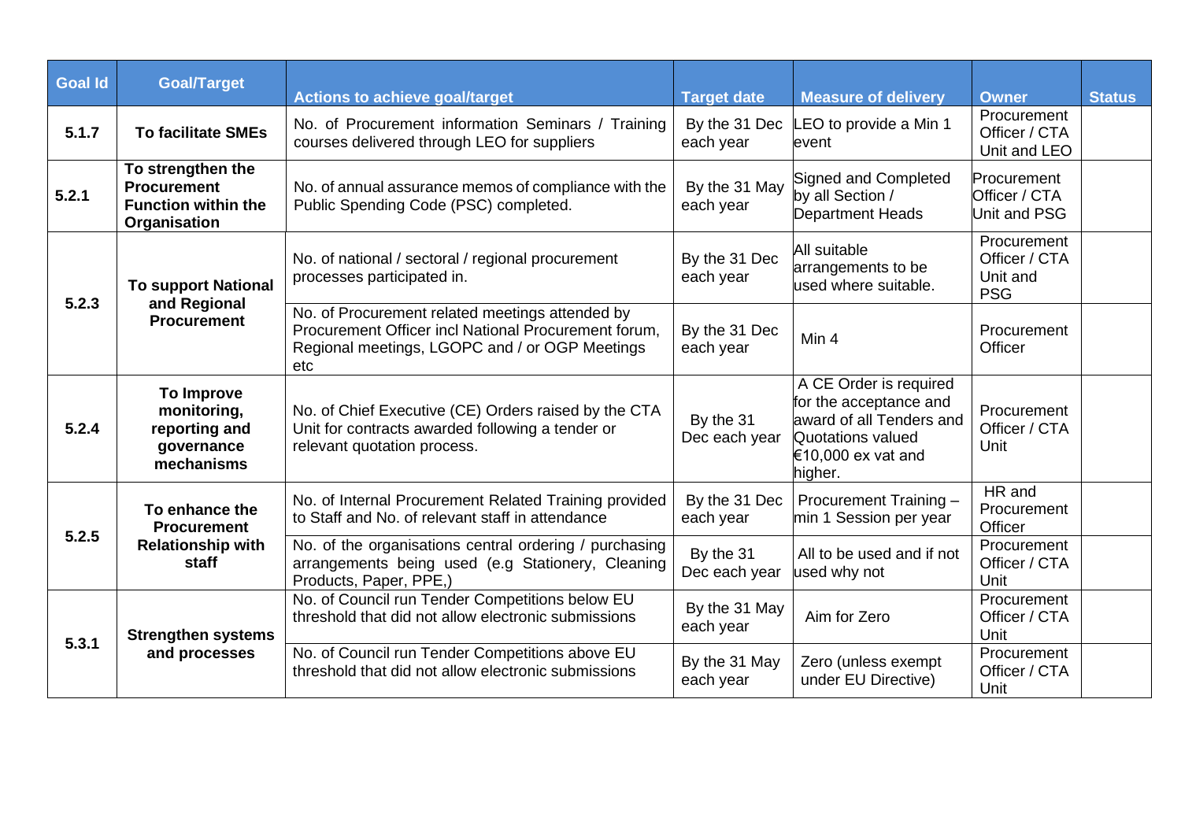| Goal Id | Goal/Target | Actions to achieve goal/target | Target date | Measure of delivery | Owner | Status |
|---|---|---|---|---|---|---|
| 5.1.7 | **To facilitate SMEs** | No. of Procurement information Seminars / Training courses delivered through LEO for suppliers | By the 31 Dec each year | LEO to provide a Min 1 event | Procurement Officer / CTA Unit and LEO | |
| 5.2.1 | **To strengthen the Procurement Function within the Organisation** | No. of annual assurance memos of compliance with the Public Spending Code (PSC) completed. | By the 31 May each year | Signed and Completed by all Section / Department Heads | Procurement Officer / CTA Unit and PSG | |
| 5.2.3 | **To support National and Regional Procurement** | No. of national / sectoral / regional procurement processes participated in. | By the 31 Dec each year | All suitable arrangements to be used where suitable. | Procurement Officer / CTA Unit and PSG | |
| | | No. of Procurement related meetings attended by Procurement Officer incl National Procurement forum, Regional meetings, LGOPC and / or OGP Meetings etc | By the 31 Dec each year | Min 4 | Procurement Officer | |
| 5.2.4 | **To Improve monitoring, reporting and governance mechanisms** | No. of Chief Executive (CE) Orders raised by the CTA Unit for contracts awarded following a tender or relevant quotation process. | By the 31 Dec each year | A CE Order is required for the acceptance and award of all Tenders and Quotations valued €10,000 ex vat and higher. | Procurement Officer / CTA Unit | |
| 5.2.5 | **To enhance the Procurement Relationship with staff** | No. of Internal Procurement Related Training provided to Staff and No. of relevant staff in attendance | By the 31 Dec each year | Procurement Training – min 1 Session per year | HR and Procurement Officer | |
| | | No. of the organisations central ordering / purchasing arrangements being used (e.g Stationery, Cleaning Products, Paper, PPE,) | By the 31 Dec each year | All to be used and if not used why not | Procurement Officer / CTA Unit | |
| 5.3.1 | **Strengthen systems and processes** | No. of Council run Tender Competitions below EU threshold that did not allow electronic submissions | By the 31 May each year | Aim for Zero | Procurement Officer / CTA Unit | |
| | | No. of Council run Tender Competitions above EU threshold that did not allow electronic submissions | By the 31 May each year | Zero (unless exempt under EU Directive) | Procurement Officer / CTA Unit | |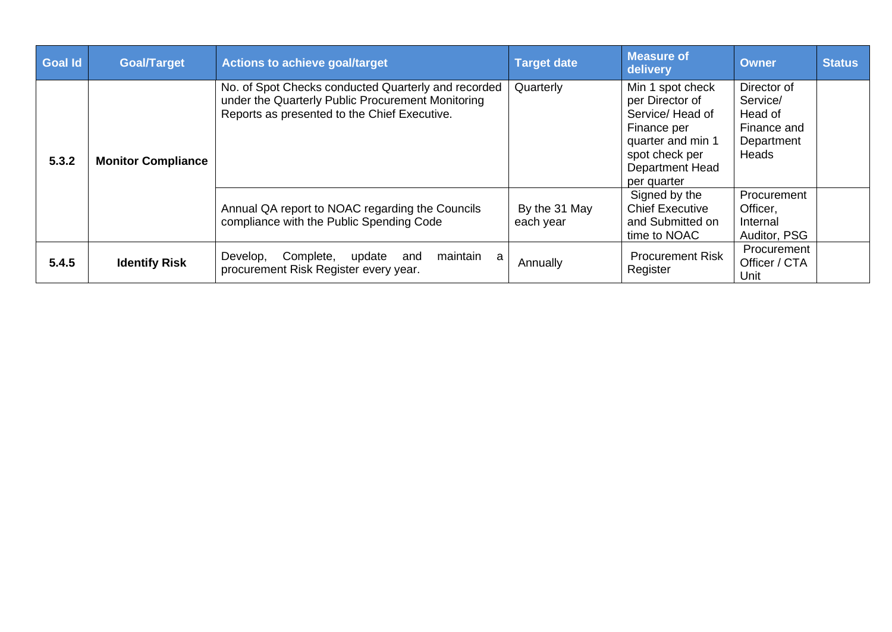| Goal Id | Goal/Target | Actions to achieve goal/target | Target date | Measure of delivery | Owner | Status |
|---|---|---|---|---|---|---|
| 5.3.2 | **Monitor Compliance** | No. of Spot Checks conducted Quarterly and recorded under the Quarterly Public Procurement Monitoring Reports as presented to the Chief Executive. | Quarterly | Min 1 spot check per Director of Service/ Head of Finance per quarter and min 1 spot check per Department Head per quarter | Director of Service/ Head of Finance and Department Heads | |
| | | Annual QA report to NOAC regarding the Councils compliance with the Public Spending Code | By the 31 May each year | Signed by the Chief Executive and Submitted on time to NOAC | Procurement Officer, Internal Auditor, PSG | |
| 5.4.5 | **Identify Risk** | Develop, Complete, update and maintain a procurement Risk Register every year. | Annually | Procurement Risk Register | Procurement Officer / CTA Unit | |